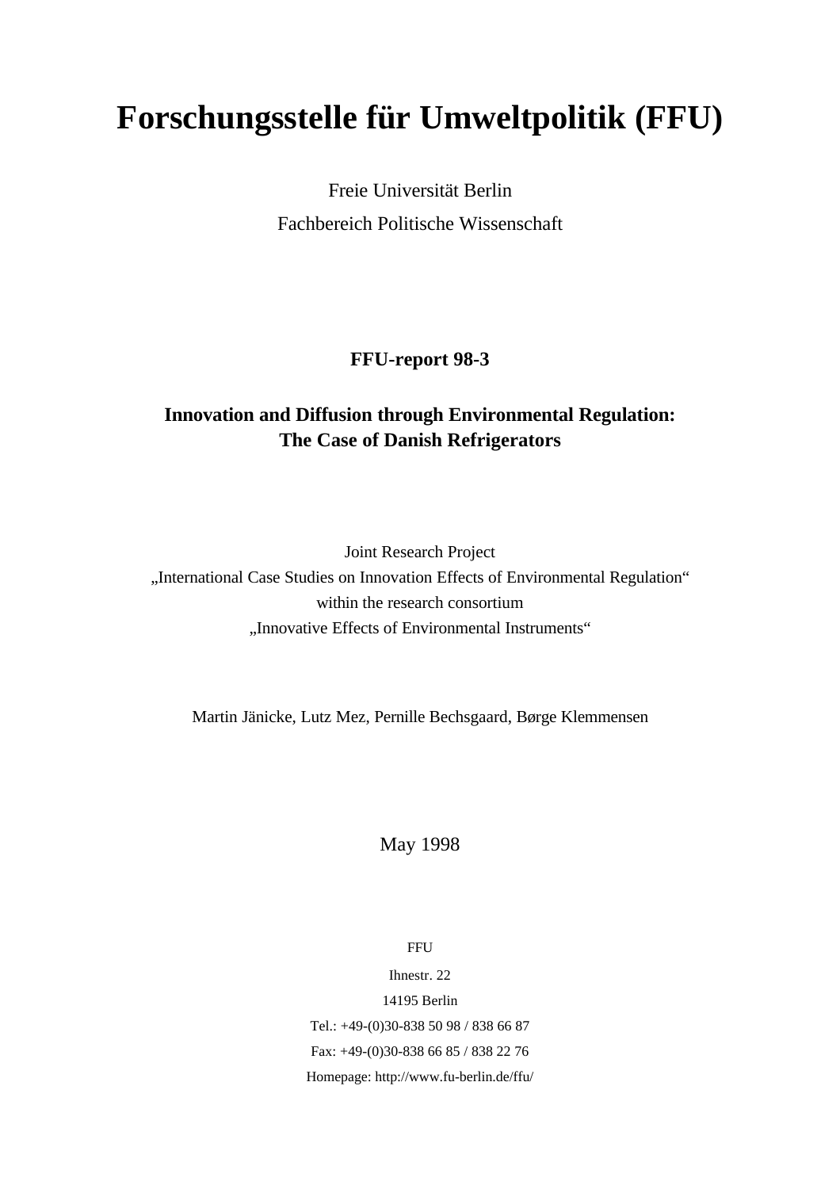# Forschungsstelle für Umweltpolitik (FFU)

Freie Universität Berlin

Fachbereich Politische Wissenschaft

**FFU-report 98-3**

**Innovation and Diffusion through Environmental Regulation: The Case of Danish Refrigerators**

Joint Research Project
„International Case Studies on Innovation Effects of Environmental Regulation“
within the research consortium
„Innovative Effects of Environmental Instruments“

Martin Jänicke, Lutz Mez, Pernille Bechsgaard, Børge Klemmensen

May 1998

FFU

Ihnestr. 22

14195 Berlin

Tel.: +49-(0)30-838 50 98 / 838 66 87

Fax: +49-(0)30-838 66 85 / 838 22 76

Homepage: http://www.fu-berlin.de/ffu/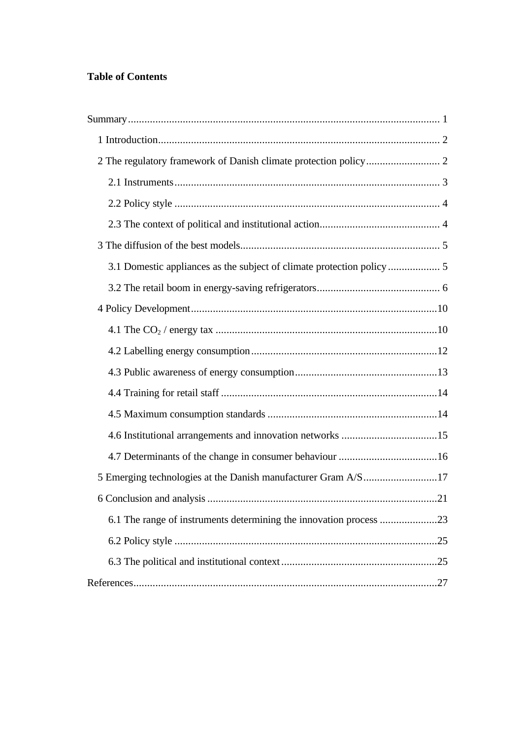**Table of Contents**

Summary .................................................................................................................. 1

1 Introduction ....................................................................................................... 2

2 The regulatory framework of Danish climate protection policy ........................... 2

2.1 Instruments ................................................................................................. 3

2.2 Policy style ................................................................................................. 4

2.3 The context of political and institutional action ............................................ 4

3 The diffusion of the best models ......................................................................... 5

3.1 Domestic appliances as the subject of climate protection policy ................... 5

3.2 The retail boom in energy-saving refrigerators ............................................. 6

4 Policy Development ..........................................................................................10

4.1 The $CO_2$ / energy tax .................................................................................10

4.2 Labelling energy consumption ....................................................................12

4.3 Public awareness of energy consumption ....................................................13

4.4 Training for retail staff ...............................................................................14

4.5 Maximum consumption standards ..............................................................14

4.6 Institutional arrangements and innovation networks ...................................15

4.7 Determinants of the change in consumer behaviour ....................................16

5 Emerging technologies at the Danish manufacturer Gram A/S ...........................17

6 Conclusion and analysis ....................................................................................21

6.1 The range of instruments determining the innovation process .....................23

6.2 Policy style ................................................................................................25

6.3 The political and institutional context .........................................................25

References...............................................................................................................27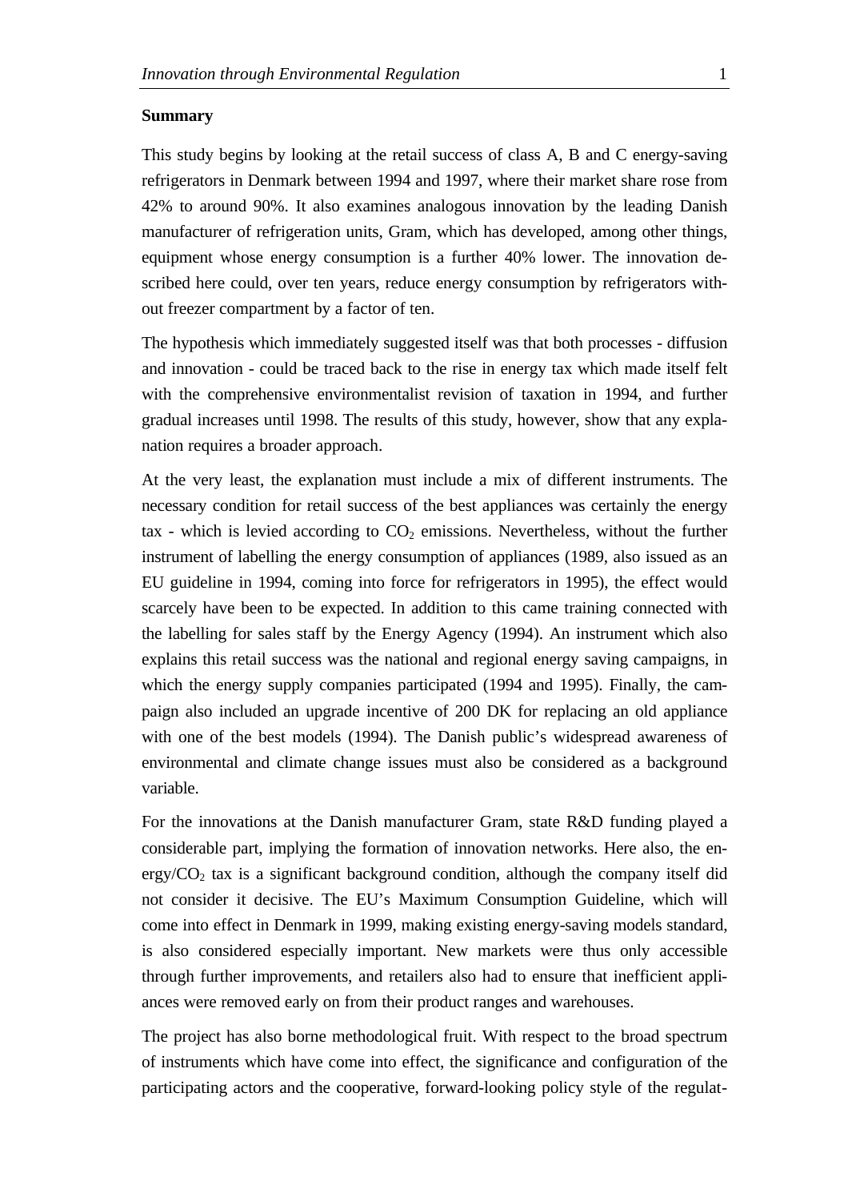**Summary**

This study begins by looking at the retail success of class A, B and C energy-saving refrigerators in Denmark between 1994 and 1997, where their market share rose from 42% to around 90%. It also examines analogous innovation by the leading Danish manufacturer of refrigeration units, Gram, which has developed, among other things, equipment whose energy consumption is a further 40% lower. The innovation described here could, over ten years, reduce energy consumption by refrigerators without freezer compartment by a factor of ten.

The hypothesis which immediately suggested itself was that both processes - diffusion and innovation - could be traced back to the rise in energy tax which made itself felt with the comprehensive environmentalist revision of taxation in 1994, and further gradual increases until 1998. The results of this study, however, show that any explanation requires a broader approach.

At the very least, the explanation must include a mix of different instruments. The necessary condition for retail success of the best appliances was certainly the energy tax - which is levied according to $CO_2$ emissions. Nevertheless, without the further instrument of labelling the energy consumption of appliances (1989, also issued as an EU guideline in 1994, coming into force for refrigerators in 1995), the effect would scarcely have been to be expected. In addition to this came training connected with the labelling for sales staff by the Energy Agency (1994). An instrument which also explains this retail success was the national and regional energy saving campaigns, in which the energy supply companies participated (1994 and 1995). Finally, the campaign also included an upgrade incentive of 200 DK for replacing an old appliance with one of the best models (1994). The Danish public's widespread awareness of environmental and climate change issues must also be considered as a background variable.

For the innovations at the Danish manufacturer Gram, state R&D funding played a considerable part, implying the formation of innovation networks. Here also, the energy/$CO_2$ tax is a significant background condition, although the company itself did not consider it decisive. The EU's Maximum Consumption Guideline, which will come into effect in Denmark in 1999, making existing energy-saving models standard, is also considered especially important. New markets were thus only accessible through further improvements, and retailers also had to ensure that inefficient appliances were removed early on from their product ranges and warehouses.

The project has also borne methodological fruit. With respect to the broad spectrum of instruments which have come into effect, the significance and configuration of the participating actors and the cooperative, forward-looking policy style of the regulat-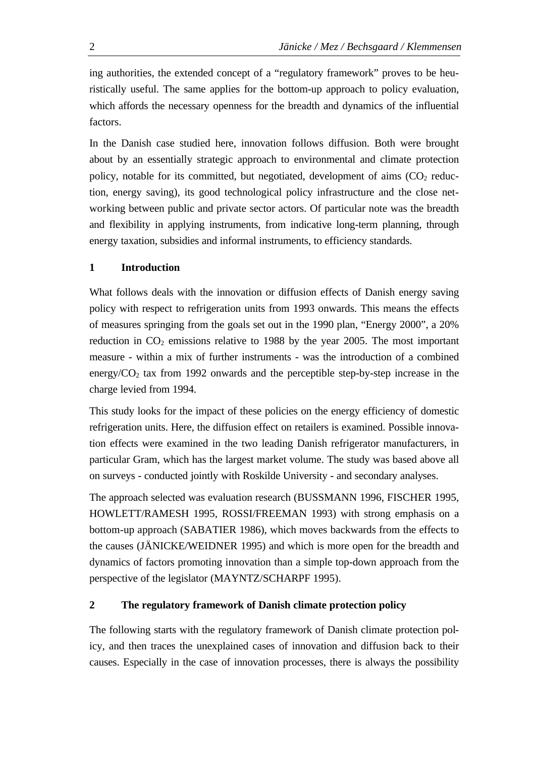ing authorities, the extended concept of a "regulatory framework" proves to be heuristically useful. The same applies for the bottom-up approach to policy evaluation, which affords the necessary openness for the breadth and dynamics of the influential factors.

In the Danish case studied here, innovation follows diffusion. Both were brought about by an essentially strategic approach to environmental and climate protection policy, notable for its committed, but negotiated, development of aims ($CO_2$ reduction, energy saving), its good technological policy infrastructure and the close networking between public and private sector actors. Of particular note was the breadth and flexibility in applying instruments, from indicative long-term planning, through energy taxation, subsidies and informal instruments, to efficiency standards.

## 1 Introduction

What follows deals with the innovation or diffusion effects of Danish energy saving policy with respect to refrigeration units from 1993 onwards. This means the effects of measures springing from the goals set out in the 1990 plan, "Energy 2000", a 20% reduction in $CO_2$ emissions relative to 1988 by the year 2005. The most important measure - within a mix of further instruments - was the introduction of a combined energy/$CO_2$ tax from 1992 onwards and the perceptible step-by-step increase in the charge levied from 1994.

This study looks for the impact of these policies on the energy efficiency of domestic refrigeration units. Here, the diffusion effect on retailers is examined. Possible innovation effects were examined in the two leading Danish refrigerator manufacturers, in particular Gram, which has the largest market volume. The study was based above all on surveys - conducted jointly with Roskilde University - and secondary analyses.

The approach selected was evaluation research (BUSSMANN 1996, FISCHER 1995, HOWLETT/RAMESH 1995, ROSSI/FREEMAN 1993) with strong emphasis on a bottom-up approach (SABATIER 1986), which moves backwards from the effects to the causes (JÄNICKE/WEIDNER 1995) and which is more open for the breadth and dynamics of factors promoting innovation than a simple top-down approach from the perspective of the legislator (MAYNTZ/SCHARPF 1995).

## 2 The regulatory framework of Danish climate protection policy

The following starts with the regulatory framework of Danish climate protection policy, and then traces the unexplained cases of innovation and diffusion back to their causes. Especially in the case of innovation processes, there is always the possibility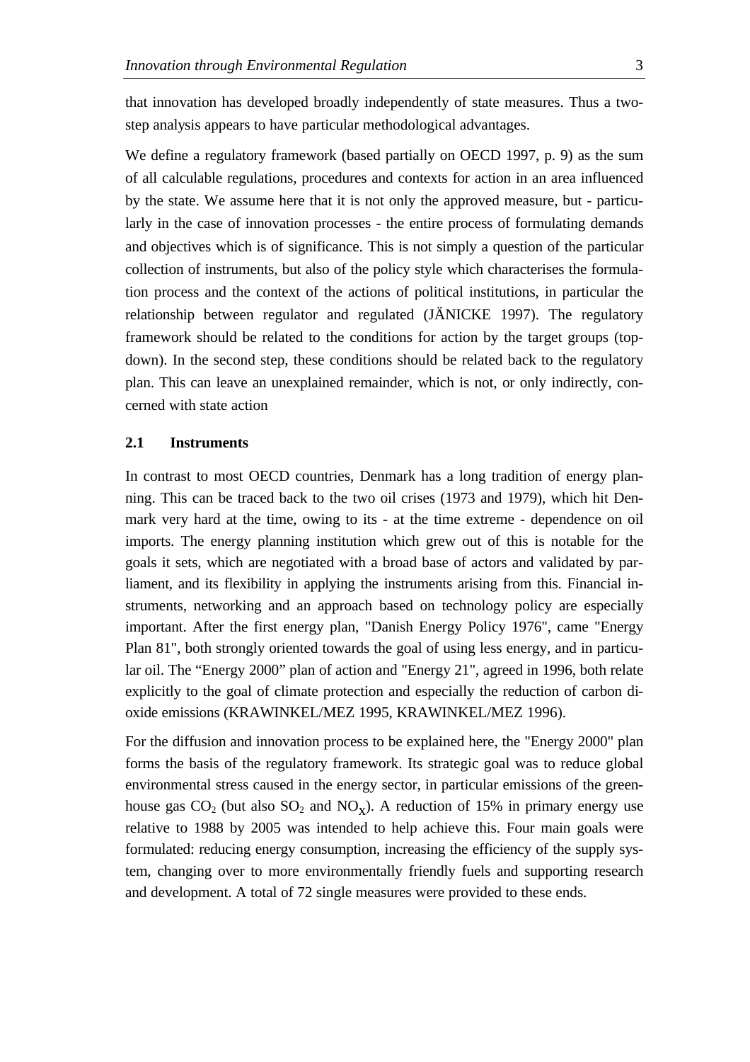that innovation has developed broadly independently of state measures. Thus a two-step analysis appears to have particular methodological advantages.

We define a regulatory framework (based partially on OECD 1997, p. 9) as the sum of all calculable regulations, procedures and contexts for action in an area influenced by the state. We assume here that it is not only the approved measure, but - particularly in the case of innovation processes - the entire process of formulating demands and objectives which is of significance. This is not simply a question of the particular collection of instruments, but also of the policy style which characterises the formulation process and the context of the actions of political institutions, in particular the relationship between regulator and regulated (JÄNICKE 1997). The regulatory framework should be related to the conditions for action by the target groups (top-down). In the second step, these conditions should be related back to the regulatory plan. This can leave an unexplained remainder, which is not, or only indirectly, concerned with state action

### 2.1 Instruments

In contrast to most OECD countries, Denmark has a long tradition of energy planning. This can be traced back to the two oil crises (1973 and 1979), which hit Denmark very hard at the time, owing to its - at the time extreme - dependence on oil imports. The energy planning institution which grew out of this is notable for the goals it sets, which are negotiated with a broad base of actors and validated by parliament, and its flexibility in applying the instruments arising from this. Financial instruments, networking and an approach based on technology policy are especially important. After the first energy plan, "Danish Energy Policy 1976", came "Energy Plan 81", both strongly oriented towards the goal of using less energy, and in particular oil. The “Energy 2000” plan of action and "Energy 21", agreed in 1996, both relate explicitly to the goal of climate protection and especially the reduction of carbon dioxide emissions (KRAWINKEL/MEZ 1995, KRAWINKEL/MEZ 1996).

For the diffusion and innovation process to be explained here, the "Energy 2000" plan forms the basis of the regulatory framework. Its strategic goal was to reduce global environmental stress caused in the energy sector, in particular emissions of the greenhouse gas $CO_2$ (but also $SO_2$ and $NO_X$). A reduction of 15% in primary energy use relative to 1988 by 2005 was intended to help achieve this. Four main goals were formulated: reducing energy consumption, increasing the efficiency of the supply system, changing over to more environmentally friendly fuels and supporting research and development. A total of 72 single measures were provided to these ends.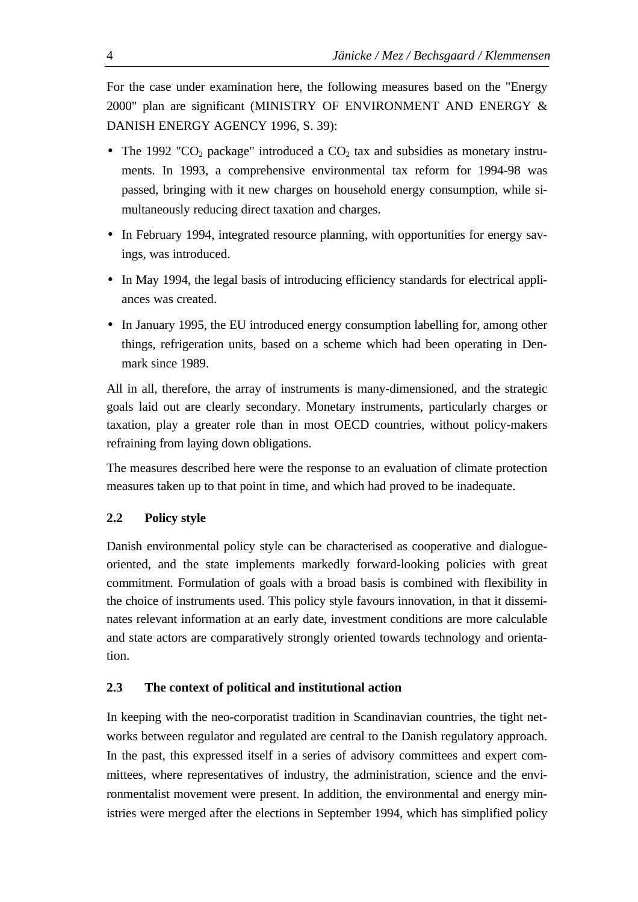For the case under examination here, the following measures based on the "Energy 2000" plan are significant (MINISTRY OF ENVIRONMENT AND ENERGY & DANISH ENERGY AGENCY 1996, S. 39):

- The 1992 "$CO_2$ package" introduced a $CO_2$ tax and subsidies as monetary instruments. In 1993, a comprehensive environmental tax reform for 1994-98 was passed, bringing with it new charges on household energy consumption, while simultaneously reducing direct taxation and charges.
- In February 1994, integrated resource planning, with opportunities for energy savings, was introduced.
- In May 1994, the legal basis of introducing efficiency standards for electrical appliances was created.
- In January 1995, the EU introduced energy consumption labelling for, among other things, refrigeration units, based on a scheme which had been operating in Denmark since 1989.

All in all, therefore, the array of instruments is many-dimensioned, and the strategic goals laid out are clearly secondary. Monetary instruments, particularly charges or taxation, play a greater role than in most OECD countries, without policy-makers refraining from laying down obligations.

The measures described here were the response to an evaluation of climate protection measures taken up to that point in time, and which had proved to be inadequate.

### 2.2 Policy style

Danish environmental policy style can be characterised as cooperative and dialogue-oriented, and the state implements markedly forward-looking policies with great commitment. Formulation of goals with a broad basis is combined with flexibility in the choice of instruments used. This policy style favours innovation, in that it disseminates relevant information at an early date, investment conditions are more calculable and state actors are comparatively strongly oriented towards technology and orientation.

### 2.3 The context of political and institutional action

In keeping with the neo-corporatist tradition in Scandinavian countries, the tight networks between regulator and regulated are central to the Danish regulatory approach. In the past, this expressed itself in a series of advisory committees and expert committees, where representatives of industry, the administration, science and the environmentalist movement were present. In addition, the environmental and energy ministries were merged after the elections in September 1994, which has simplified policy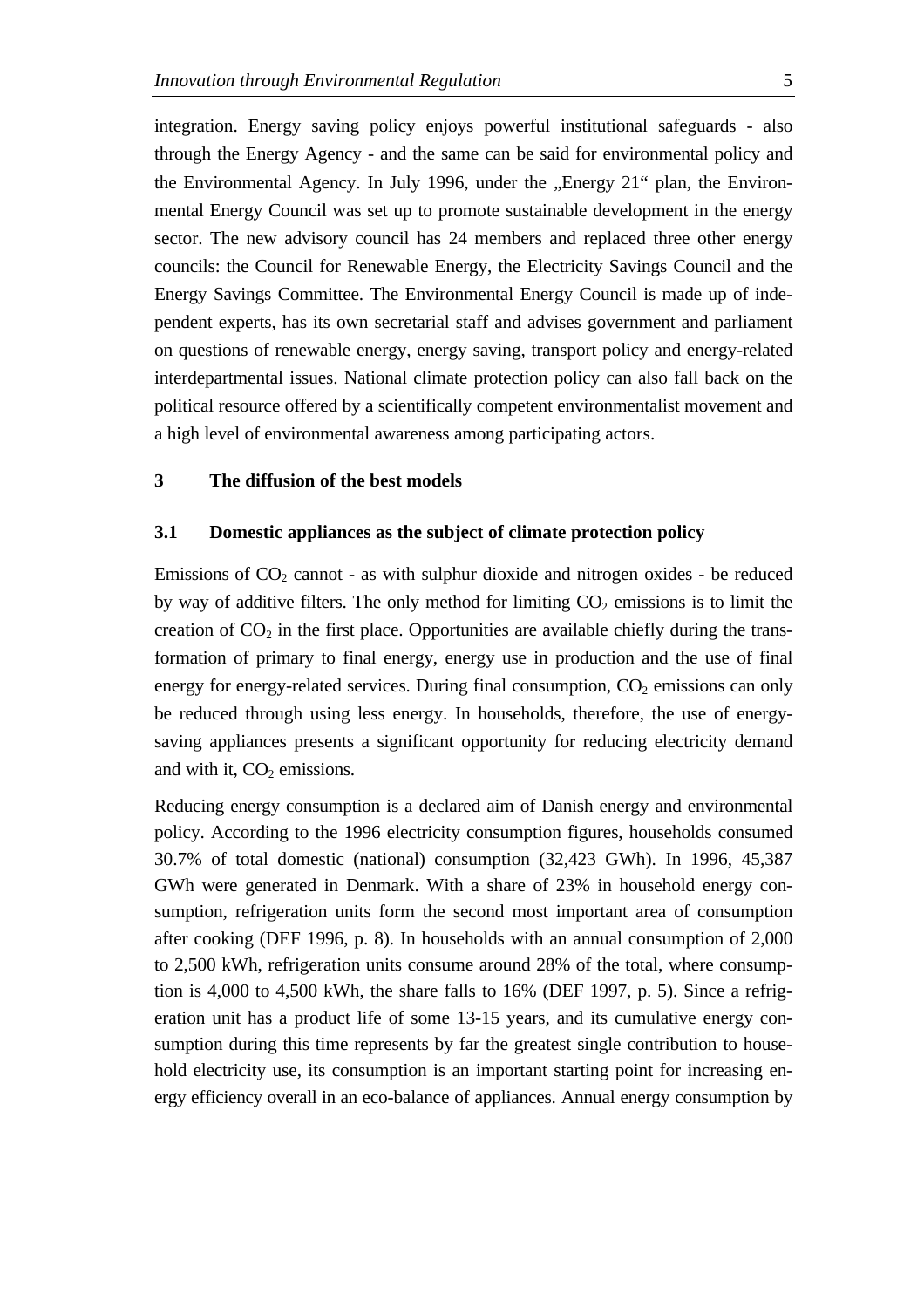integration. Energy saving policy enjoys powerful institutional safeguards - also through the Energy Agency - and the same can be said for environmental policy and the Environmental Agency. In July 1996, under the „Energy 21“ plan, the Environmental Energy Council was set up to promote sustainable development in the energy sector. The new advisory council has 24 members and replaced three other energy councils: the Council for Renewable Energy, the Electricity Savings Council and the Energy Savings Committee. The Environmental Energy Council is made up of independent experts, has its own secretarial staff and advises government and parliament on questions of renewable energy, energy saving, transport policy and energy-related interdepartmental issues. National climate protection policy can also fall back on the political resource offered by a scientifically competent environmentalist movement and a high level of environmental awareness among participating actors.

## 3 The diffusion of the best models

### 3.1 Domestic appliances as the subject of climate protection policy

Emissions of $CO_2$ cannot - as with sulphur dioxide and nitrogen oxides - be reduced by way of additive filters. The only method for limiting $CO_2$ emissions is to limit the creation of $CO_2$ in the first place. Opportunities are available chiefly during the transformation of primary to final energy, energy use in production and the use of final energy for energy-related services. During final consumption, $CO_2$ emissions can only be reduced through using less energy. In households, therefore, the use of energy-saving appliances presents a significant opportunity for reducing electricity demand and with it, $CO_2$ emissions.

Reducing energy consumption is a declared aim of Danish energy and environmental policy. According to the 1996 electricity consumption figures, households consumed 30.7% of total domestic (national) consumption (32,423 GWh). In 1996, 45,387 GWh were generated in Denmark. With a share of 23% in household energy consumption, refrigeration units form the second most important area of consumption after cooking (DEF 1996, p. 8). In households with an annual consumption of 2,000 to 2,500 kWh, refrigeration units consume around 28% of the total, where consumption is 4,000 to 4,500 kWh, the share falls to 16% (DEF 1997, p. 5). Since a refrigeration unit has a product life of some 13-15 years, and its cumulative energy consumption during this time represents by far the greatest single contribution to household electricity use, its consumption is an important starting point for increasing energy efficiency overall in an eco-balance of appliances. Annual energy consumption by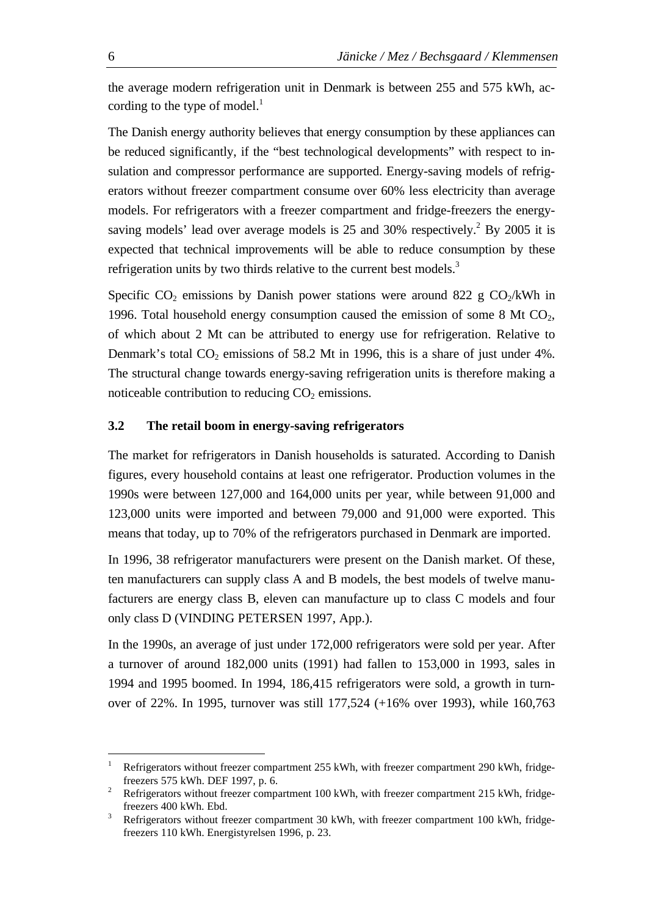the average modern refrigeration unit in Denmark is between 255 and 575 kWh, according to the type of model.[1]

The Danish energy authority believes that energy consumption by these appliances can be reduced significantly, if the "best technological developments" with respect to insulation and compressor performance are supported. Energy-saving models of refrigerators without freezer compartment consume over 60% less electricity than average models. For refrigerators with a freezer compartment and fridge-freezers the energy-saving models' lead over average models is 25 and 30% respectively.[2] By 2005 it is expected that technical improvements will be able to reduce consumption by these refrigeration units by two thirds relative to the current best models.[3]

Specific $CO_2$ emissions by Danish power stations were around 822 g $CO_2$/kWh in 1996. Total household energy consumption caused the emission of some 8 Mt $CO_2$, of which about 2 Mt can be attributed to energy use for refrigeration. Relative to Denmark's total $CO_2$ emissions of 58.2 Mt in 1996, this is a share of just under 4%. The structural change towards energy-saving refrigeration units is therefore making a noticeable contribution to reducing $CO_2$ emissions.

### 3.2 The retail boom in energy-saving refrigerators

The market for refrigerators in Danish households is saturated. According to Danish figures, every household contains at least one refrigerator. Production volumes in the 1990s were between 127,000 and 164,000 units per year, while between 91,000 and 123,000 units were imported and between 79,000 and 91,000 were exported. This means that today, up to 70% of the refrigerators purchased in Denmark are imported.

In 1996, 38 refrigerator manufacturers were present on the Danish market. Of these, ten manufacturers can supply class A and B models, the best models of twelve manufacturers are energy class B, eleven can manufacture up to class C models and four only class D (VINDING PETERSEN 1997, App.).

In the 1990s, an average of just under 172,000 refrigerators were sold per year. After a turnover of around 182,000 units (1991) had fallen to 153,000 in 1993, sales in 1994 and 1995 boomed. In 1994, 186,415 refrigerators were sold, a growth in turnover of 22%. In 1995, turnover was still 177,524 (+16% over 1993), while 160,763

---

[1] Refrigerators without freezer compartment 255 kWh, with freezer compartment 290 kWh, fridge-freezers 575 kWh. DEF 1997, p. 6.

[2] Refrigerators without freezer compartment 100 kWh, with freezer compartment 215 kWh, fridge-freezers 400 kWh. Ebd.

[3] Refrigerators without freezer compartment 30 kWh, with freezer compartment 100 kWh, fridge-freezers 110 kWh. Energistyrelsen 1996, p. 23.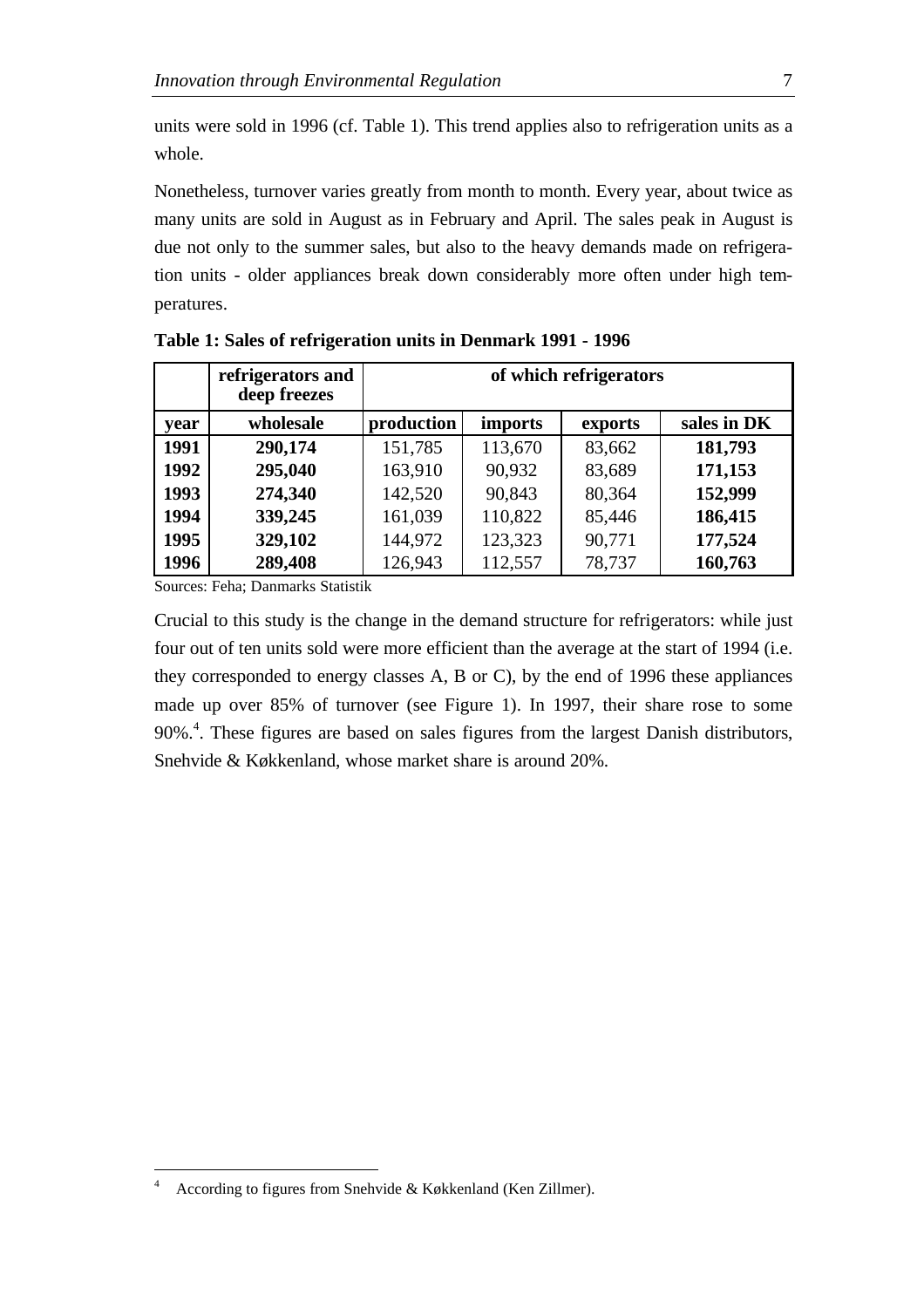units were sold in 1996 (cf. Table 1). This trend applies also to refrigeration units as a whole.

Nonetheless, turnover varies greatly from month to month. Every year, about twice as many units are sold in August as in February and April. The sales peak in August is due not only to the summer sales, but also to the heavy demands made on refrigeration units - older appliances break down considerably more often under high temperatures.

**Table 1: Sales of refrigeration units in Denmark 1991 - 1996**

| | **refrigerators and deep freezes** | **of which refrigerators** | | | |
|---|---|---|---|---|---|
| **year** | **wholesale** | **production** | **imports** | **exports** | **sales in DK** |
| **1991** | **290,174** | 151,785 | 113,670 | 83,662 | **181,793** |
| **1992** | **295,040** | 163,910 | 90,932 | 83,689 | **171,153** |
| **1993** | **274,340** | 142,520 | 90,843 | 80,364 | **152,999** |
| **1994** | **339,245** | 161,039 | 110,822 | 85,446 | **186,415** |
| **1995** | **329,102** | 144,972 | 123,323 | 90,771 | **177,524** |
| **1996** | **289,408** | 126,943 | 112,557 | 78,737 | **160,763** |

Sources: Feha; Danmarks Statistik

Crucial to this study is the change in the demand structure for refrigerators: while just four out of ten units sold were more efficient than the average at the start of 1994 (i.e. they corresponded to energy classes A, B or C), by the end of 1996 these appliances made up over 85% of turnover (see Figure 1). In 1997, their share rose to some 90%.[4]. These figures are based on sales figures from the largest Danish distributors, Snehvide & Køkkenland, whose market share is around 20%.

[4] According to figures from Snehvide & Køkkenland (Ken Zillmer).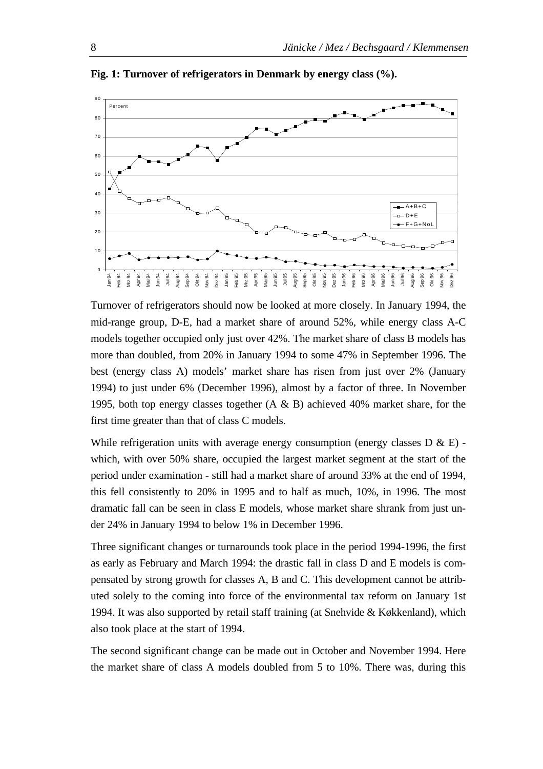**Fig. 1: Turnover of refrigerators in Denmark by energy class (%).**

Turnover of refrigerators should now be looked at more closely. In January 1994, the mid-range group, D-E, had a market share of around 52%, while energy class A-C models together occupied only just over 42%. The market share of class B models has more than doubled, from 20% in January 1994 to some 47% in September 1996. The best (energy class A) models' market share has risen from just over 2% (January 1994) to just under 6% (December 1996), almost by a factor of three. In November 1995, both top energy classes together (A & B) achieved 40% market share, for the first time greater than that of class C models.

While refrigeration units with average energy consumption (energy classes D & E) - which, with over 50% share, occupied the largest market segment at the start of the period under examination - still had a market share of around 33% at the end of 1994, this fell consistently to 20% in 1995 and to half as much, 10%, in 1996. The most dramatic fall can be seen in class E models, whose market share shrank from just under 24% in January 1994 to below 1% in December 1996.

Three significant changes or turnarounds took place in the period 1994-1996, the first as early as February and March 1994: the drastic fall in class D and E models is compensated by strong growth for classes A, B and C. This development cannot be attributed solely to the coming into force of the environmental tax reform on January 1st 1994. It was also supported by retail staff training (at Snehvide & Køkkenland), which also took place at the start of 1994.

The second significant change can be made out in October and November 1994. Here the market share of class A models doubled from 5 to 10%. There was, during this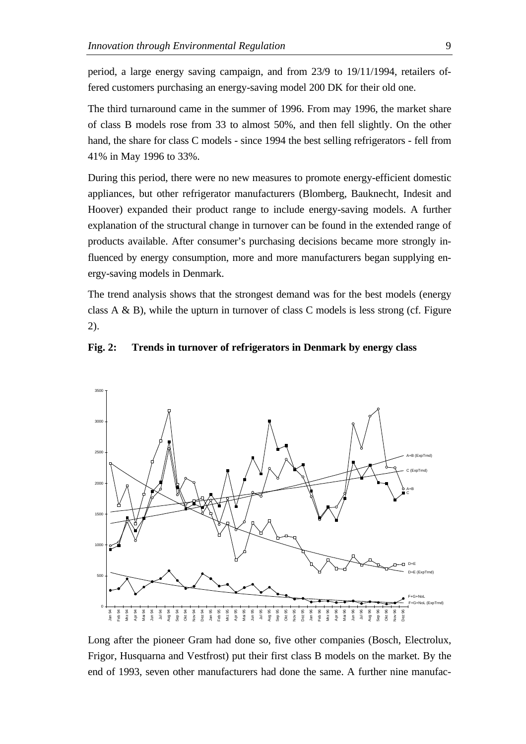period, a large energy saving campaign, and from 23/9 to 19/11/1994, retailers offered customers purchasing an energy-saving model 200 DK for their old one.

The third turnaround came in the summer of 1996. From may 1996, the market share of class B models rose from 33 to almost 50%, and then fell slightly. On the other hand, the share for class C models - since 1994 the best selling refrigerators - fell from 41% in May 1996 to 33%.

During this period, there were no new measures to promote energy-efficient domestic appliances, but other refrigerator manufacturers (Blomberg, Bauknecht, Indesit and Hoover) expanded their product range to include energy-saving models. A further explanation of the structural change in turnover can be found in the extended range of products available. After consumer's purchasing decisions became more strongly influenced by energy consumption, more and more manufacturers began supplying energy-saving models in Denmark.

The trend analysis shows that the strongest demand was for the best models (energy class A & B), while the upturn in turnover of class C models is less strong (cf. Figure 2).

**Fig. 2: Trends in turnover of refrigerators in Denmark by energy class**

Long after the pioneer Gram had done so, five other companies (Bosch, Electrolux, Frigor, Husquarna and Vestfrost) put their first class B models on the market. By the end of 1993, seven other manufacturers had done the same. A further nine manufac-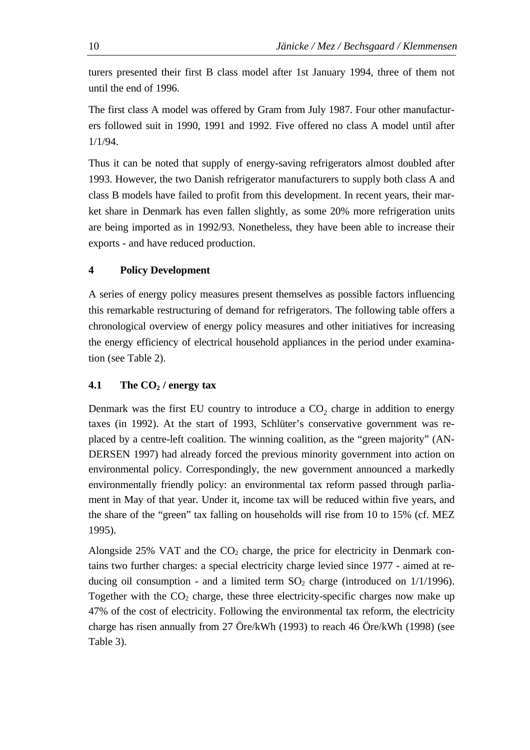turers presented their first B class model after 1st January 1994, three of them not until the end of 1996.

The first class A model was offered by Gram from July 1987. Four other manufacturers followed suit in 1990, 1991 and 1992. Five offered no class A model until after 1/1/94.

Thus it can be noted that supply of energy-saving refrigerators almost doubled after 1993. However, the two Danish refrigerator manufacturers to supply both class A and class B models have failed to profit from this development. In recent years, their market share in Denmark has even fallen slightly, as some 20% more refrigeration units are being imported as in 1992/93. Nonetheless, they have been able to increase their exports - and have reduced production.

## 4 Policy Development

A series of energy policy measures present themselves as possible factors influencing this remarkable restructuring of demand for refrigerators. The following table offers a chronological overview of energy policy measures and other initiatives for increasing the energy efficiency of electrical household appliances in the period under examination (see Table 2).

### 4.1 The $CO_2$ / energy tax

Denmark was the first EU country to introduce a $CO_2$ charge in addition to energy taxes (in 1992). At the start of 1993, Schlüter's conservative government was replaced by a centre-left coalition. The winning coalition, as the "green majority" (ANDERSEN 1997) had already forced the previous minority government into action on environmental policy. Correspondingly, the new government announced a markedly environmentally friendly policy: an environmental tax reform passed through parliament in May of that year. Under it, income tax will be reduced within five years, and the share of the "green" tax falling on households will rise from 10 to 15% (cf. MEZ 1995).

Alongside 25% VAT and the $CO_2$ charge, the price for electricity in Denmark contains two further charges: a special electricity charge levied since 1977 - aimed at reducing oil consumption - and a limited term $SO_2$ charge (introduced on 1/1/1996). Together with the $CO_2$ charge, these three electricity-specific charges now make up 47% of the cost of electricity. Following the environmental tax reform, the electricity charge has risen annually from 27 Öre/kWh (1993) to reach 46 Öre/kWh (1998) (see Table 3).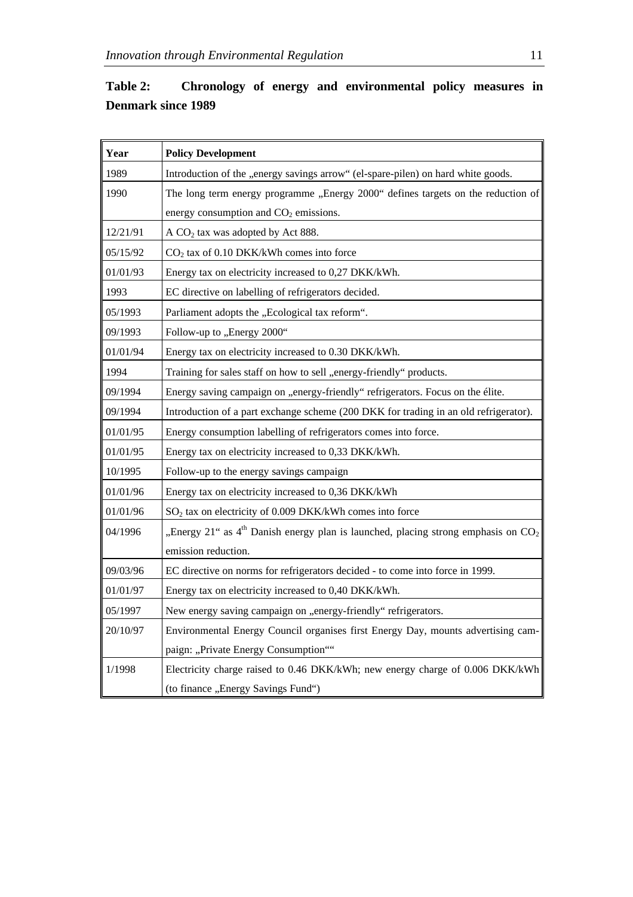**Table 2: Chronology of energy and environmental policy measures in Denmark since 1989**

| Year | Policy Development |
|---|---|
| 1989 | Introduction of the „energy savings arrow“ (el-spare-pilen) on hard white goods. |
| 1990 | The long term energy programme „Energy 2000“ defines targets on the reduction of energy consumption and $CO_2$ emissions. |
| 12/21/91 | A $CO_2$ tax was adopted by Act 888. |
| 05/15/92 | $CO_2$ tax of 0.10 DKK/kWh comes into force |
| 01/01/93 | Energy tax on electricity increased to 0,27 DKK/kWh. |
| 1993 | EC directive on labelling of refrigerators decided. |
| 05/1993 | Parliament adopts the „Ecological tax reform“. |
| 09/1993 | Follow-up to „Energy 2000“ |
| 01/01/94 | Energy tax on electricity increased to 0.30 DKK/kWh. |
| 1994 | Training for sales staff on how to sell „energy-friendly“ products. |
| 09/1994 | Energy saving campaign on „energy-friendly“ refrigerators. Focus on the élite. |
| 09/1994 | Introduction of a part exchange scheme (200 DKK for trading in an old refrigerator). |
| 01/01/95 | Energy consumption labelling of refrigerators comes into force. |
| 01/01/95 | Energy tax on electricity increased to 0,33 DKK/kWh. |
| 10/1995 | Follow-up to the energy savings campaign |
| 01/01/96 | Energy tax on electricity increased to 0,36 DKK/kWh |
| 01/01/96 | $SO_2$ tax on electricity of 0.009 DKK/kWh comes into force |
| 04/1996 | „Energy 21“ as 4th Danish energy plan is launched, placing strong emphasis on $CO_2$ emission reduction. |
| 09/03/96 | EC directive on norms for refrigerators decided - to come into force in 1999. |
| 01/01/97 | Energy tax on electricity increased to 0,40 DKK/kWh. |
| 05/1997 | New energy saving campaign on „energy-friendly“ refrigerators. |
| 20/10/97 | Environmental Energy Council organises first Energy Day, mounts advertising campaign: „Private Energy Consumption““ |
| 1/1998 | Electricity charge raised to 0.46 DKK/kWh; new energy charge of 0.006 DKK/kWh (to finance „Energy Savings Fund“) |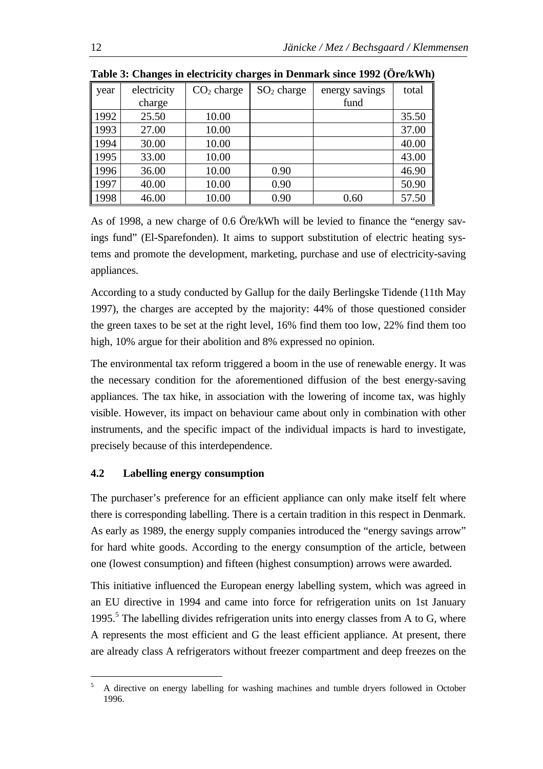**Table 3: Changes in electricity charges in Denmark since 1992 (Öre/kWh)**

| year | electricity charge | $CO_2$ charge | $SO_2$ charge | energy savings fund | total |
|---|---|---|---|---|---|
| 1992 | 25.50 | 10.00 | | | 35.50 |
| 1993 | 27.00 | 10.00 | | | 37.00 |
| 1994 | 30.00 | 10.00 | | | 40.00 |
| 1995 | 33.00 | 10.00 | | | 43.00 |
| 1996 | 36.00 | 10.00 | 0.90 | | 46.90 |
| 1997 | 40.00 | 10.00 | 0.90 | | 50.90 |
| 1998 | 46.00 | 10.00 | 0.90 | 0.60 | 57.50 |

As of 1998, a new charge of 0.6 Öre/kWh will be levied to finance the "energy savings fund" (El-Sparefonden). It aims to support substitution of electric heating systems and promote the development, marketing, purchase and use of electricity-saving appliances.

According to a study conducted by Gallup for the daily Berlingske Tidende (11th May 1997), the charges are accepted by the majority: 44% of those questioned consider the green taxes to be set at the right level, 16% find them too low, 22% find them too high, 10% argue for their abolition and 8% expressed no opinion.

The environmental tax reform triggered a boom in the use of renewable energy. It was the necessary condition for the aforementioned diffusion of the best energy-saving appliances. The tax hike, in association with the lowering of income tax, was highly visible. However, its impact on behaviour came about only in combination with other instruments, and the specific impact of the individual impacts is hard to investigate, precisely because of this interdependence.

### 4.2 Labelling energy consumption

The purchaser's preference for an efficient appliance can only make itself felt where there is corresponding labelling. There is a certain tradition in this respect in Denmark. As early as 1989, the energy supply companies introduced the "energy savings arrow" for hard white goods. According to the energy consumption of the article, between one (lowest consumption) and fifteen (highest consumption) arrows were awarded.

This initiative influenced the European energy labelling system, which was agreed in an EU directive in 1994 and came into force for refrigeration units on 1st January 1995.[5] The labelling divides refrigeration units into energy classes from A to G, where A represents the most efficient and G the least efficient appliance. At present, there are already class A refrigerators without freezer compartment and deep freezes on the

[5] A directive on energy labelling for washing machines and tumble dryers followed in October 1996.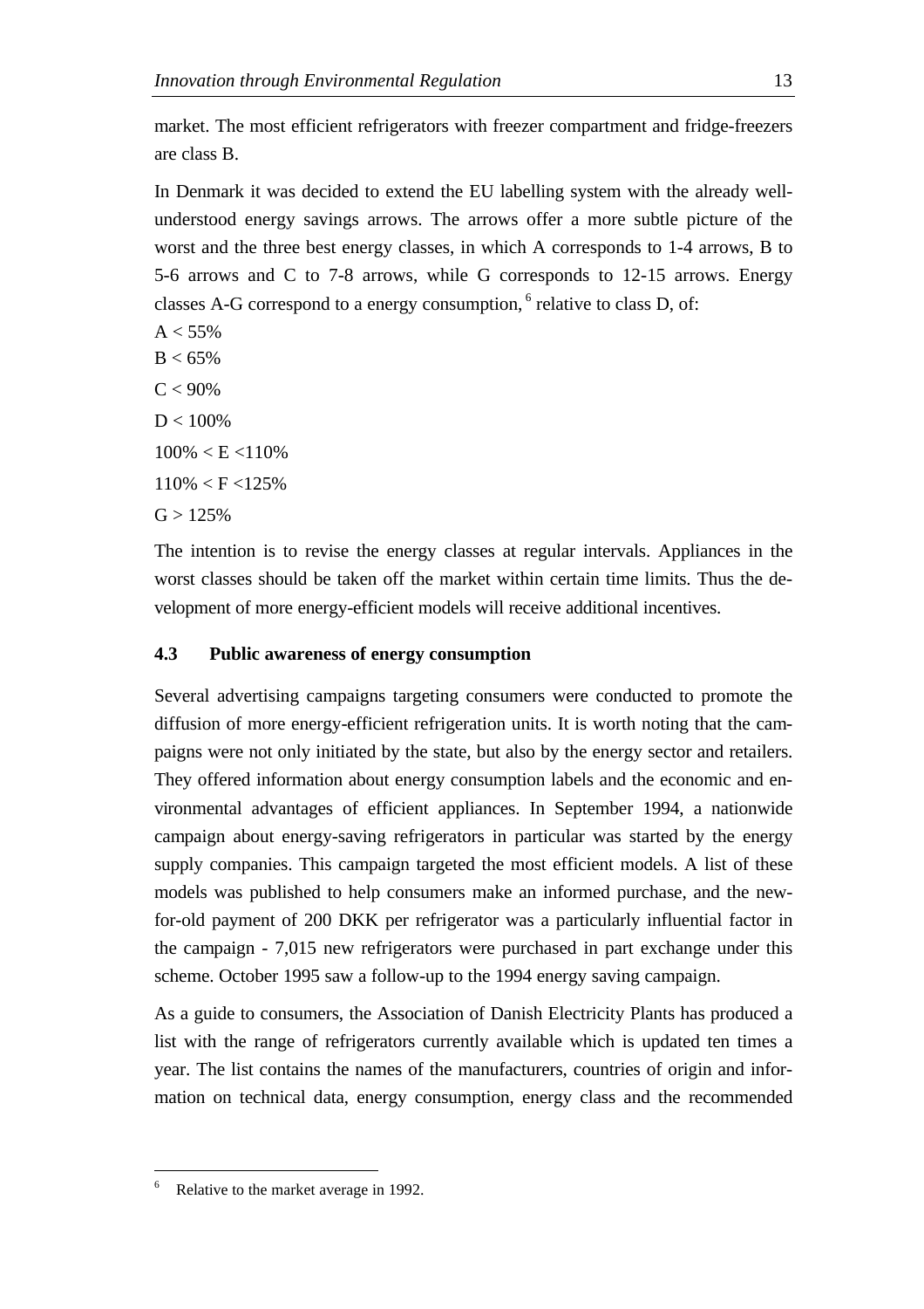market. The most efficient refrigerators with freezer compartment and fridge-freezers are class B.

In Denmark it was decided to extend the EU labelling system with the already well-understood energy savings arrows. The arrows offer a more subtle picture of the worst and the three best energy classes, in which A corresponds to 1-4 arrows, B to 5-6 arrows and C to 7-8 arrows, while G corresponds to 12-15 arrows. Energy classes A-G correspond to a energy consumption,[6] relative to class D, of:

A < 55%

B < 65%

C < 90%

D < 100%

100% < E <110%

110% < F <125%

G > 125%

The intention is to revise the energy classes at regular intervals. Appliances in the worst classes should be taken off the market within certain time limits. Thus the development of more energy-efficient models will receive additional incentives.

### 4.3 Public awareness of energy consumption

Several advertising campaigns targeting consumers were conducted to promote the diffusion of more energy-efficient refrigeration units. It is worth noting that the campaigns were not only initiated by the state, but also by the energy sector and retailers. They offered information about energy consumption labels and the economic and environmental advantages of efficient appliances. In September 1994, a nationwide campaign about energy-saving refrigerators in particular was started by the energy supply companies. This campaign targeted the most efficient models. A list of these models was published to help consumers make an informed purchase, and the new-for-old payment of 200 DKK per refrigerator was a particularly influential factor in the campaign - 7,015 new refrigerators were purchased in part exchange under this scheme. October 1995 saw a follow-up to the 1994 energy saving campaign.

As a guide to consumers, the Association of Danish Electricity Plants has produced a list with the range of refrigerators currently available which is updated ten times a year. The list contains the names of the manufacturers, countries of origin and information on technical data, energy consumption, energy class and the recommended

---

[6] Relative to the market average in 1992.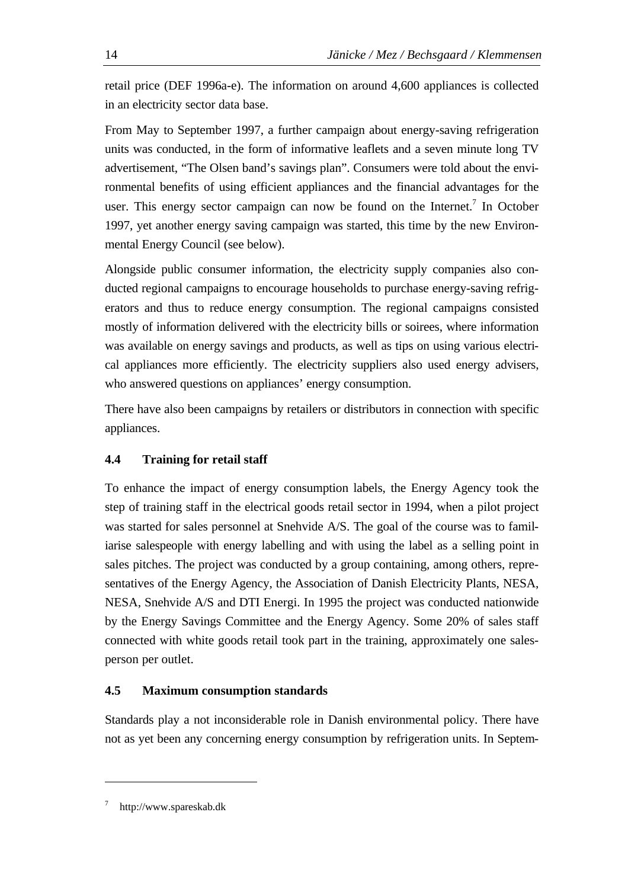retail price (DEF 1996a-e). The information on around 4,600 appliances is collected in an electricity sector data base.

From May to September 1997, a further campaign about energy-saving refrigeration units was conducted, in the form of informative leaflets and a seven minute long TV advertisement, "The Olsen band's savings plan". Consumers were told about the environmental benefits of using efficient appliances and the financial advantages for the user. This energy sector campaign can now be found on the Internet.[7] In October 1997, yet another energy saving campaign was started, this time by the new Environmental Energy Council (see below).

Alongside public consumer information, the electricity supply companies also conducted regional campaigns to encourage households to purchase energy-saving refrigerators and thus to reduce energy consumption. The regional campaigns consisted mostly of information delivered with the electricity bills or soirees, where information was available on energy savings and products, as well as tips on using various electrical appliances more efficiently. The electricity suppliers also used energy advisers, who answered questions on appliances' energy consumption.

There have also been campaigns by retailers or distributors in connection with specific appliances.

### 4.4 Training for retail staff

To enhance the impact of energy consumption labels, the Energy Agency took the step of training staff in the electrical goods retail sector in 1994, when a pilot project was started for sales personnel at Snehvide A/S. The goal of the course was to familiarise salespeople with energy labelling and with using the label as a selling point in sales pitches. The project was conducted by a group containing, among others, representatives of the Energy Agency, the Association of Danish Electricity Plants, NESA, NESA, Snehvide A/S and DTI Energi. In 1995 the project was conducted nationwide by the Energy Savings Committee and the Energy Agency. Some 20% of sales staff connected with white goods retail took part in the training, approximately one salesperson per outlet.

### 4.5 Maximum consumption standards

Standards play a not inconsiderable role in Danish environmental policy. There have not as yet been any concerning energy consumption by refrigeration units. In Septem-

---

[7] http://www.spareskab.dk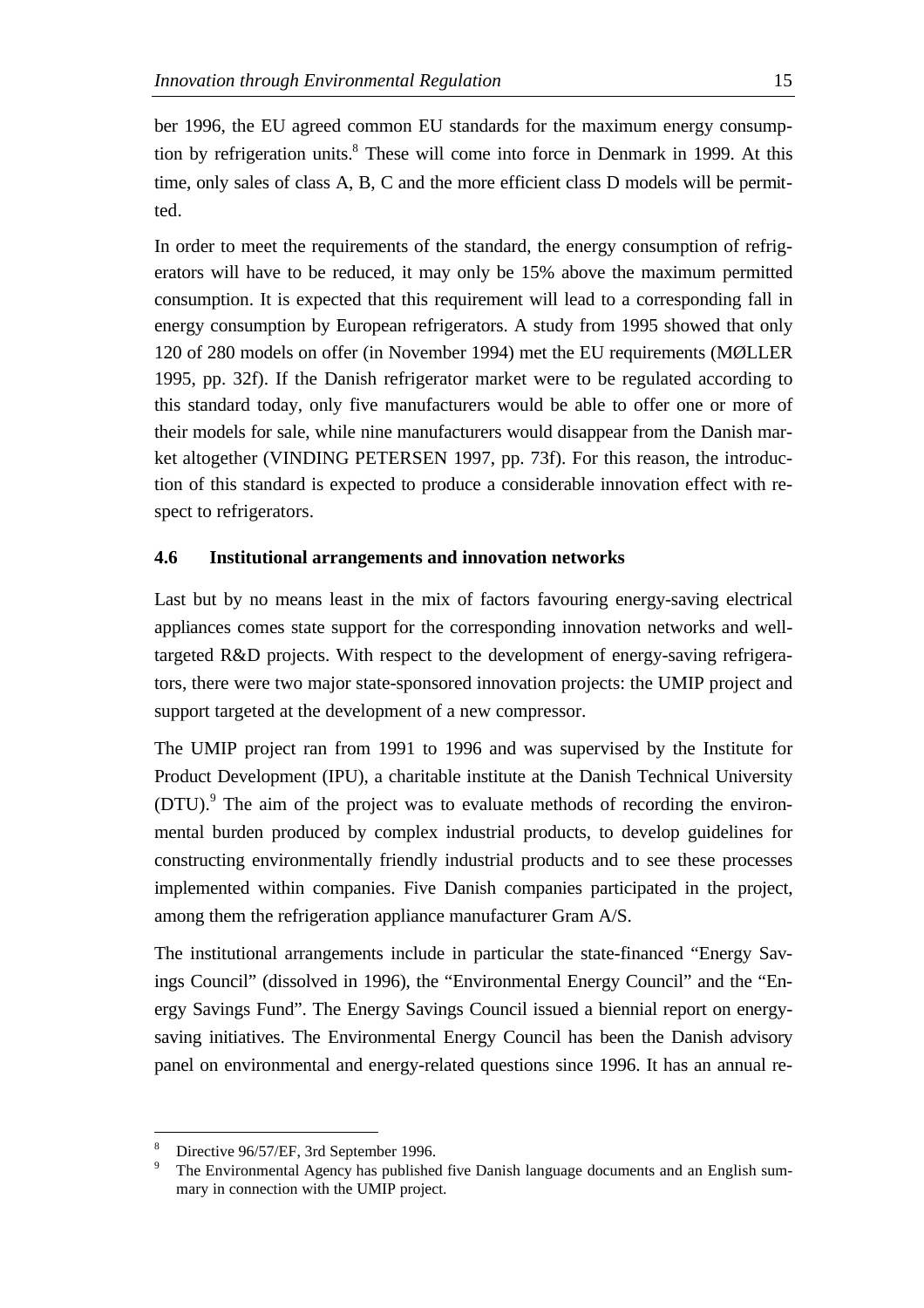ber 1996, the EU agreed common EU standards for the maximum energy consumption by refrigeration units.[8] These will come into force in Denmark in 1999. At this time, only sales of class A, B, C and the more efficient class D models will be permitted.

In order to meet the requirements of the standard, the energy consumption of refrigerators will have to be reduced, it may only be 15% above the maximum permitted consumption. It is expected that this requirement will lead to a corresponding fall in energy consumption by European refrigerators. A study from 1995 showed that only 120 of 280 models on offer (in November 1994) met the EU requirements (MØLLER 1995, pp. 32f). If the Danish refrigerator market were to be regulated according to this standard today, only five manufacturers would be able to offer one or more of their models for sale, while nine manufacturers would disappear from the Danish market altogether (VINDING PETERSEN 1997, pp. 73f). For this reason, the introduction of this standard is expected to produce a considerable innovation effect with respect to refrigerators.

### 4.6 Institutional arrangements and innovation networks

Last but by no means least in the mix of factors favouring energy-saving electrical appliances comes state support for the corresponding innovation networks and well-targeted R&D projects. With respect to the development of energy-saving refrigerators, there were two major state-sponsored innovation projects: the UMIP project and support targeted at the development of a new compressor.

The UMIP project ran from 1991 to 1996 and was supervised by the Institute for Product Development (IPU), a charitable institute at the Danish Technical University (DTU).[9] The aim of the project was to evaluate methods of recording the environmental burden produced by complex industrial products, to develop guidelines for constructing environmentally friendly industrial products and to see these processes implemented within companies. Five Danish companies participated in the project, among them the refrigeration appliance manufacturer Gram A/S.

The institutional arrangements include in particular the state-financed "Energy Savings Council" (dissolved in 1996), the "Environmental Energy Council" and the "Energy Savings Fund". The Energy Savings Council issued a biennial report on energy-saving initiatives. The Environmental Energy Council has been the Danish advisory panel on environmental and energy-related questions since 1996. It has an annual re-

---

[8] Directive 96/57/EF, 3rd September 1996.

[9] The Environmental Agency has published five Danish language documents and an English summary in connection with the UMIP project.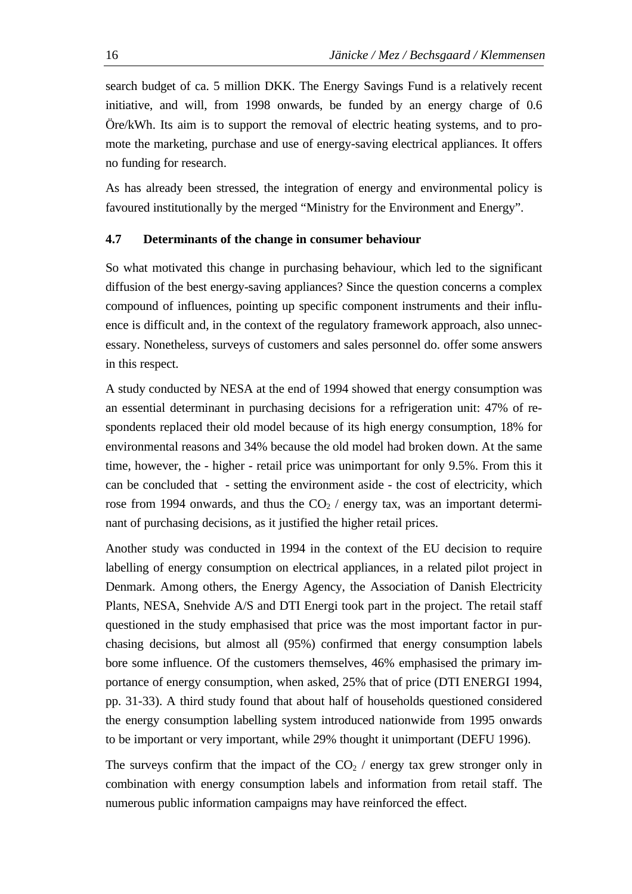search budget of ca. 5 million DKK. The Energy Savings Fund is a relatively recent initiative, and will, from 1998 onwards, be funded by an energy charge of 0.6 Öre/kWh. Its aim is to support the removal of electric heating systems, and to promote the marketing, purchase and use of energy-saving electrical appliances. It offers no funding for research.

As has already been stressed, the integration of energy and environmental policy is favoured institutionally by the merged "Ministry for the Environment and Energy".

### 4.7 Determinants of the change in consumer behaviour

So what motivated this change in purchasing behaviour, which led to the significant diffusion of the best energy-saving appliances? Since the question concerns a complex compound of influences, pointing up specific component instruments and their influence is difficult and, in the context of the regulatory framework approach, also unnecessary. Nonetheless, surveys of customers and sales personnel do. offer some answers in this respect.

A study conducted by NESA at the end of 1994 showed that energy consumption was an essential determinant in purchasing decisions for a refrigeration unit: 47% of respondents replaced their old model because of its high energy consumption, 18% for environmental reasons and 34% because the old model had broken down. At the same time, however, the - higher - retail price was unimportant for only 9.5%. From this it can be concluded that - setting the environment aside - the cost of electricity, which rose from 1994 onwards, and thus the $CO_2$ / energy tax, was an important determinant of purchasing decisions, as it justified the higher retail prices.

Another study was conducted in 1994 in the context of the EU decision to require labelling of energy consumption on electrical appliances, in a related pilot project in Denmark. Among others, the Energy Agency, the Association of Danish Electricity Plants, NESA, Snehvide A/S and DTI Energi took part in the project. The retail staff questioned in the study emphasised that price was the most important factor in purchasing decisions, but almost all (95%) confirmed that energy consumption labels bore some influence. Of the customers themselves, 46% emphasised the primary importance of energy consumption, when asked, 25% that of price (DTI ENERGI 1994, pp. 31-33). A third study found that about half of households questioned considered the energy consumption labelling system introduced nationwide from 1995 onwards to be important or very important, while 29% thought it unimportant (DEFU 1996).

The surveys confirm that the impact of the $CO_2$ / energy tax grew stronger only in combination with energy consumption labels and information from retail staff. The numerous public information campaigns may have reinforced the effect.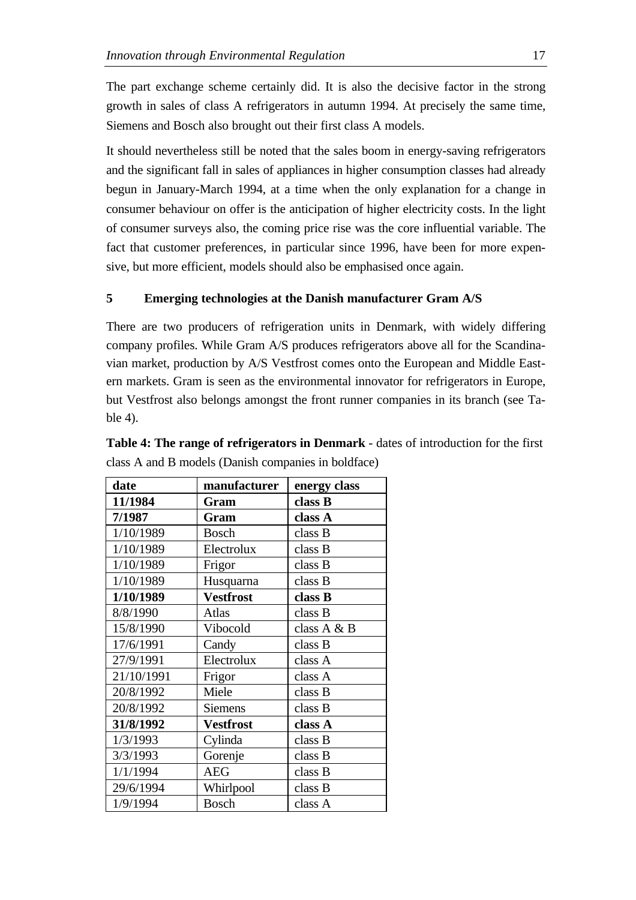The part exchange scheme certainly did. It is also the decisive factor in the strong growth in sales of class A refrigerators in autumn 1994. At precisely the same time, Siemens and Bosch also brought out their first class A models.

It should nevertheless still be noted that the sales boom in energy-saving refrigerators and the significant fall in sales of appliances in higher consumption classes had already begun in January-March 1994, at a time when the only explanation for a change in consumer behaviour on offer is the anticipation of higher electricity costs. In the light of consumer surveys also, the coming price rise was the core influential variable. The fact that customer preferences, in particular since 1996, have been for more expensive, but more efficient, models should also be emphasised once again.

## 5 Emerging technologies at the Danish manufacturer Gram A/S

There are two producers of refrigeration units in Denmark, with widely differing company profiles. While Gram A/S produces refrigerators above all for the Scandinavian market, production by A/S Vestfrost comes onto the European and Middle Eastern markets. Gram is seen as the environmental innovator for refrigerators in Europe, but Vestfrost also belongs amongst the front runner companies in its branch (see Table 4).

**Table 4: The range of refrigerators in Denmark** - dates of introduction for the first class A and B models (Danish companies in boldface)

| date | manufacturer | energy class |
|---|---|---|
| **11/1984** | **Gram** | **class B** |
| **7/1987** | **Gram** | **class A** |
| 1/10/1989 | Bosch | class B |
| 1/10/1989 | Electrolux | class B |
| 1/10/1989 | Frigor | class B |
| 1/10/1989 | Husquarna | class B |
| **1/10/1989** | **Vestfrost** | **class B** |
| 8/8/1990 | Atlas | class B |
| 15/8/1990 | Vibocold | class A & B |
| 17/6/1991 | Candy | class B |
| 27/9/1991 | Electrolux | class A |
| 21/10/1991 | Frigor | class A |
| 20/8/1992 | Miele | class B |
| 20/8/1992 | Siemens | class B |
| **31/8/1992** | **Vestfrost** | **class A** |
| 1/3/1993 | Cylinda | class B |
| 3/3/1993 | Gorenje | class B |
| 1/1/1994 | AEG | class B |
| 29/6/1994 | Whirlpool | class B |
| 1/9/1994 | Bosch | class A |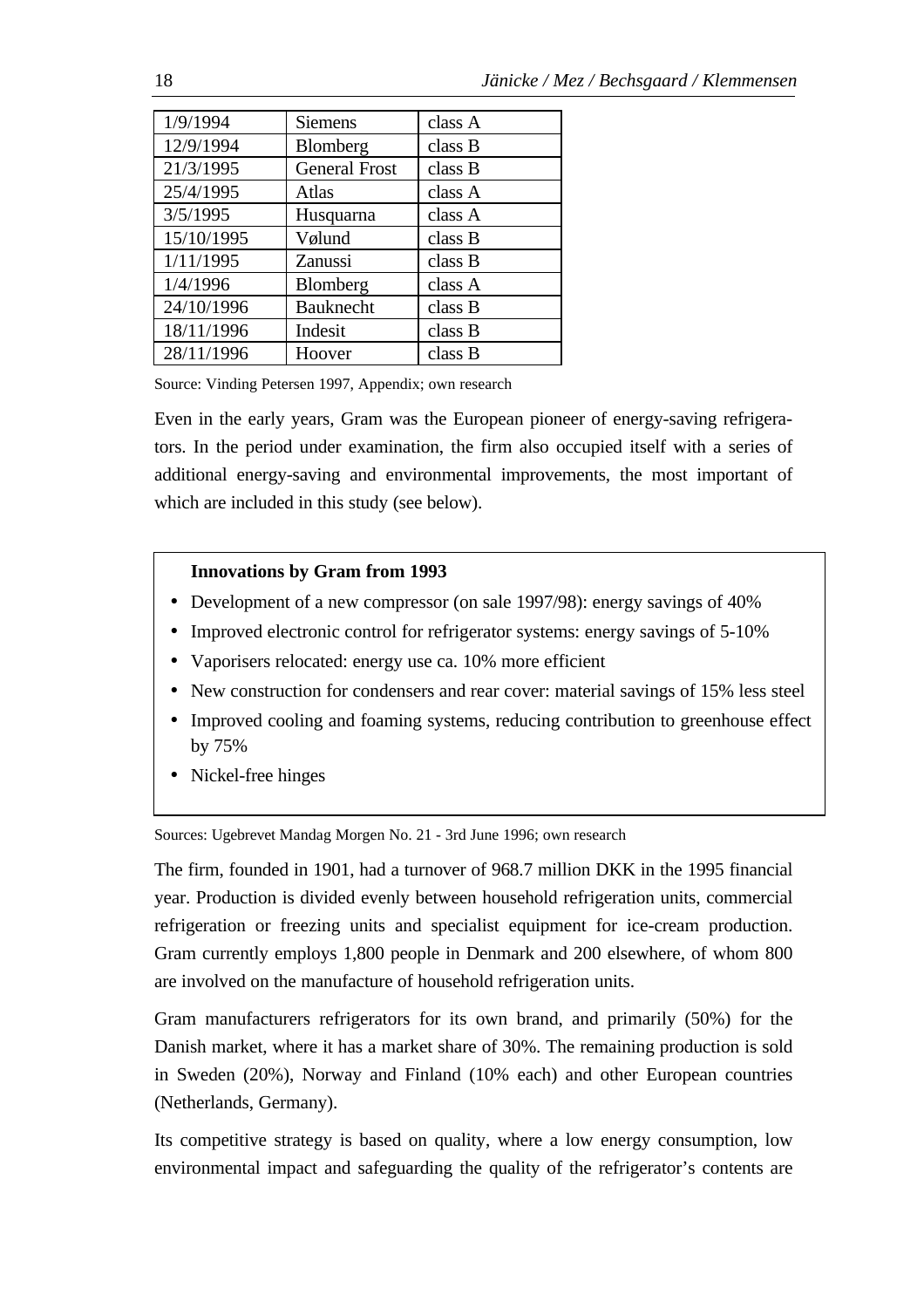| | | |
|---|---|---|
| 1/9/1994 | Siemens | class A |
| 12/9/1994 | Blomberg | class B |
| 21/3/1995 | General Frost | class B |
| 25/4/1995 | Atlas | class A |
| 3/5/1995 | Husquarna | class A |
| 15/10/1995 | Vølund | class B |
| 1/11/1995 | Zanussi | class B |
| 1/4/1996 | Blomberg | class A |
| 24/10/1996 | Bauknecht | class B |
| 18/11/1996 | Indesit | class B |
| 28/11/1996 | Hoover | class B |

Source: Vinding Petersen 1997, Appendix; own research

Even in the early years, Gram was the European pioneer of energy-saving refrigerators. In the period under examination, the firm also occupied itself with a series of additional energy-saving and environmental improvements, the most important of which are included in this study (see below).

**Innovations by Gram from 1993**

- Development of a new compressor (on sale 1997/98): energy savings of 40%
- Improved electronic control for refrigerator systems: energy savings of 5-10%
- Vaporisers relocated: energy use ca. 10% more efficient
- New construction for condensers and rear cover: material savings of 15% less steel
- Improved cooling and foaming systems, reducing contribution to greenhouse effect by 75%
- Nickel-free hinges

Sources: Ugebrevet Mandag Morgen No. 21 - 3rd June 1996; own research

The firm, founded in 1901, had a turnover of 968.7 million DKK in the 1995 financial year. Production is divided evenly between household refrigeration units, commercial refrigeration or freezing units and specialist equipment for ice-cream production. Gram currently employs 1,800 people in Denmark and 200 elsewhere, of whom 800 are involved on the manufacture of household refrigeration units.

Gram manufacturers refrigerators for its own brand, and primarily (50%) for the Danish market, where it has a market share of 30%. The remaining production is sold in Sweden (20%), Norway and Finland (10% each) and other European countries (Netherlands, Germany).

Its competitive strategy is based on quality, where a low energy consumption, low environmental impact and safeguarding the quality of the refrigerator's contents are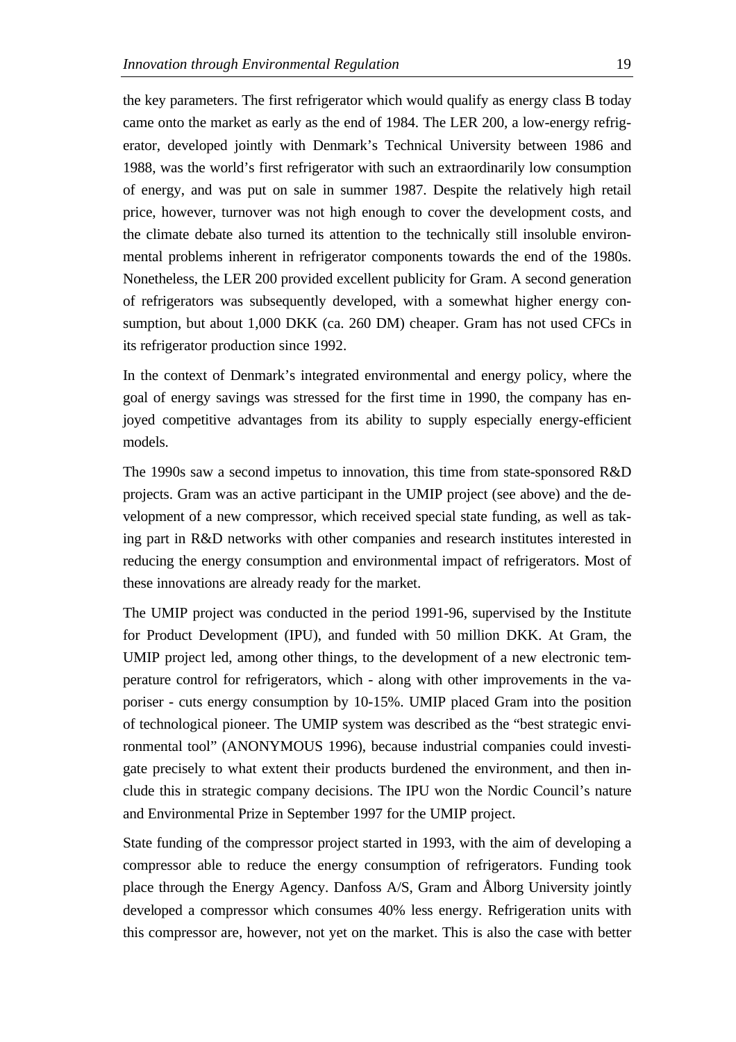the key parameters. The first refrigerator which would qualify as energy class B today came onto the market as early as the end of 1984. The LER 200, a low-energy refrigerator, developed jointly with Denmark's Technical University between 1986 and 1988, was the world's first refrigerator with such an extraordinarily low consumption of energy, and was put on sale in summer 1987. Despite the relatively high retail price, however, turnover was not high enough to cover the development costs, and the climate debate also turned its attention to the technically still insoluble environmental problems inherent in refrigerator components towards the end of the 1980s. Nonetheless, the LER 200 provided excellent publicity for Gram. A second generation of refrigerators was subsequently developed, with a somewhat higher energy consumption, but about 1,000 DKK (ca. 260 DM) cheaper. Gram has not used CFCs in its refrigerator production since 1992.

In the context of Denmark's integrated environmental and energy policy, where the goal of energy savings was stressed for the first time in 1990, the company has enjoyed competitive advantages from its ability to supply especially energy-efficient models.

The 1990s saw a second impetus to innovation, this time from state-sponsored R&D projects. Gram was an active participant in the UMIP project (see above) and the development of a new compressor, which received special state funding, as well as taking part in R&D networks with other companies and research institutes interested in reducing the energy consumption and environmental impact of refrigerators. Most of these innovations are already ready for the market.

The UMIP project was conducted in the period 1991-96, supervised by the Institute for Product Development (IPU), and funded with 50 million DKK. At Gram, the UMIP project led, among other things, to the development of a new electronic temperature control for refrigerators, which - along with other improvements in the vaporiser - cuts energy consumption by 10-15%. UMIP placed Gram into the position of technological pioneer. The UMIP system was described as the "best strategic environmental tool" (ANONYMOUS 1996), because industrial companies could investigate precisely to what extent their products burdened the environment, and then include this in strategic company decisions. The IPU won the Nordic Council's nature and Environmental Prize in September 1997 for the UMIP project.

State funding of the compressor project started in 1993, with the aim of developing a compressor able to reduce the energy consumption of refrigerators. Funding took place through the Energy Agency. Danfoss A/S, Gram and Ålborg University jointly developed a compressor which consumes 40% less energy. Refrigeration units with this compressor are, however, not yet on the market. This is also the case with better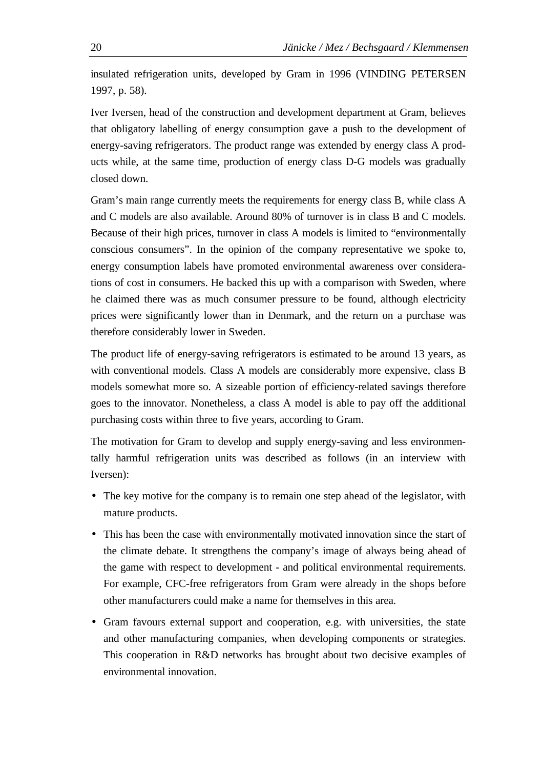insulated refrigeration units, developed by Gram in 1996 (VINDING PETERSEN 1997, p. 58).

Iver Iversen, head of the construction and development department at Gram, believes that obligatory labelling of energy consumption gave a push to the development of energy-saving refrigerators. The product range was extended by energy class A products while, at the same time, production of energy class D-G models was gradually closed down.

Gram's main range currently meets the requirements for energy class B, while class A and C models are also available. Around 80% of turnover is in class B and C models. Because of their high prices, turnover in class A models is limited to "environmentally conscious consumers". In the opinion of the company representative we spoke to, energy consumption labels have promoted environmental awareness over considerations of cost in consumers. He backed this up with a comparison with Sweden, where he claimed there was as much consumer pressure to be found, although electricity prices were significantly lower than in Denmark, and the return on a purchase was therefore considerably lower in Sweden.

The product life of energy-saving refrigerators is estimated to be around 13 years, as with conventional models. Class A models are considerably more expensive, class B models somewhat more so. A sizeable portion of efficiency-related savings therefore goes to the innovator. Nonetheless, a class A model is able to pay off the additional purchasing costs within three to five years, according to Gram.

The motivation for Gram to develop and supply energy-saving and less environmentally harmful refrigeration units was described as follows (in an interview with Iversen):

- The key motive for the company is to remain one step ahead of the legislator, with mature products.
- This has been the case with environmentally motivated innovation since the start of the climate debate. It strengthens the company's image of always being ahead of the game with respect to development - and political environmental requirements. For example, CFC-free refrigerators from Gram were already in the shops before other manufacturers could make a name for themselves in this area.
- Gram favours external support and cooperation, e.g. with universities, the state and other manufacturing companies, when developing components or strategies. This cooperation in R&D networks has brought about two decisive examples of environmental innovation.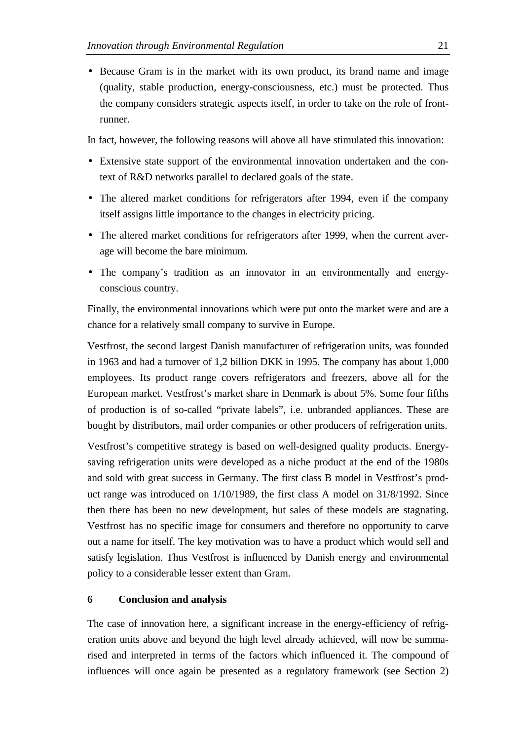- Because Gram is in the market with its own product, its brand name and image (quality, stable production, energy-consciousness, etc.) must be protected. Thus the company considers strategic aspects itself, in order to take on the role of front-runner.

In fact, however, the following reasons will above all have stimulated this innovation:

- Extensive state support of the environmental innovation undertaken and the context of R&D networks parallel to declared goals of the state.
- The altered market conditions for refrigerators after 1994, even if the company itself assigns little importance to the changes in electricity pricing.
- The altered market conditions for refrigerators after 1999, when the current average will become the bare minimum.
- The company's tradition as an innovator in an environmentally and energy-conscious country.

Finally, the environmental innovations which were put onto the market were and are a chance for a relatively small company to survive in Europe.

Vestfrost, the second largest Danish manufacturer of refrigeration units, was founded in 1963 and had a turnover of 1,2 billion DKK in 1995. The company has about 1,000 employees. Its product range covers refrigerators and freezers, above all for the European market. Vestfrost's market share in Denmark is about 5%. Some four fifths of production is of so-called "private labels", i.e. unbranded appliances. These are bought by distributors, mail order companies or other producers of refrigeration units.

Vestfrost's competitive strategy is based on well-designed quality products. Energy-saving refrigeration units were developed as a niche product at the end of the 1980s and sold with great success in Germany. The first class B model in Vestfrost's product range was introduced on 1/10/1989, the first class A model on 31/8/1992. Since then there has been no new development, but sales of these models are stagnating. Vestfrost has no specific image for consumers and therefore no opportunity to carve out a name for itself. The key motivation was to have a product which would sell and satisfy legislation. Thus Vestfrost is influenced by Danish energy and environmental policy to a considerable lesser extent than Gram.

## 6 Conclusion and analysis

The case of innovation here, a significant increase in the energy-efficiency of refrigeration units above and beyond the high level already achieved, will now be summarised and interpreted in terms of the factors which influenced it. The compound of influences will once again be presented as a regulatory framework (see Section 2)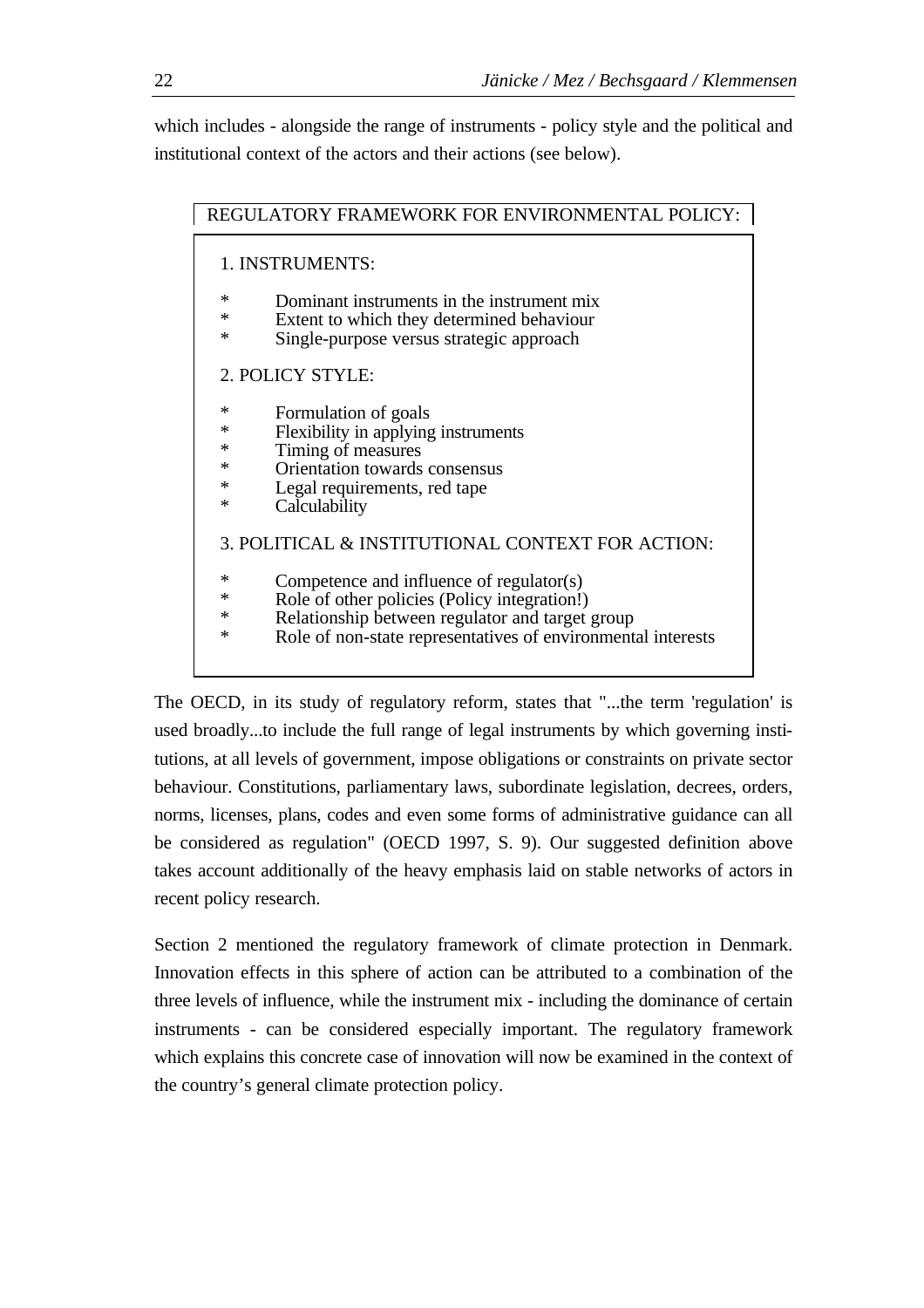which includes - alongside the range of instruments - policy style and the political and institutional context of the actors and their actions (see below).

REGULATORY FRAMEWORK FOR ENVIRONMENTAL POLICY:

1. INSTRUMENTS:

* Dominant instruments in the instrument mix
* Extent to which they determined behaviour
* Single-purpose versus strategic approach

2. POLICY STYLE:

* Formulation of goals
* Flexibility in applying instruments
* Timing of measures
* Orientation towards consensus
* Legal requirements, red tape
* Calculability

3. POLITICAL & INSTITUTIONAL CONTEXT FOR ACTION:

* Competence and influence of regulator(s)
* Role of other policies (Policy integration!)
* Relationship between regulator and target group
* Role of non-state representatives of environmental interests

The OECD, in its study of regulatory reform, states that "...the term 'regulation' is used broadly...to include the full range of legal instruments by which governing institutions, at all levels of government, impose obligations or constraints on private sector behaviour. Constitutions, parliamentary laws, subordinate legislation, decrees, orders, norms, licenses, plans, codes and even some forms of administrative guidance can all be considered as regulation" (OECD 1997, S. 9). Our suggested definition above takes account additionally of the heavy emphasis laid on stable networks of actors in recent policy research.

Section 2 mentioned the regulatory framework of climate protection in Denmark. Innovation effects in this sphere of action can be attributed to a combination of the three levels of influence, while the instrument mix - including the dominance of certain instruments - can be considered especially important. The regulatory framework which explains this concrete case of innovation will now be examined in the context of the country's general climate protection policy.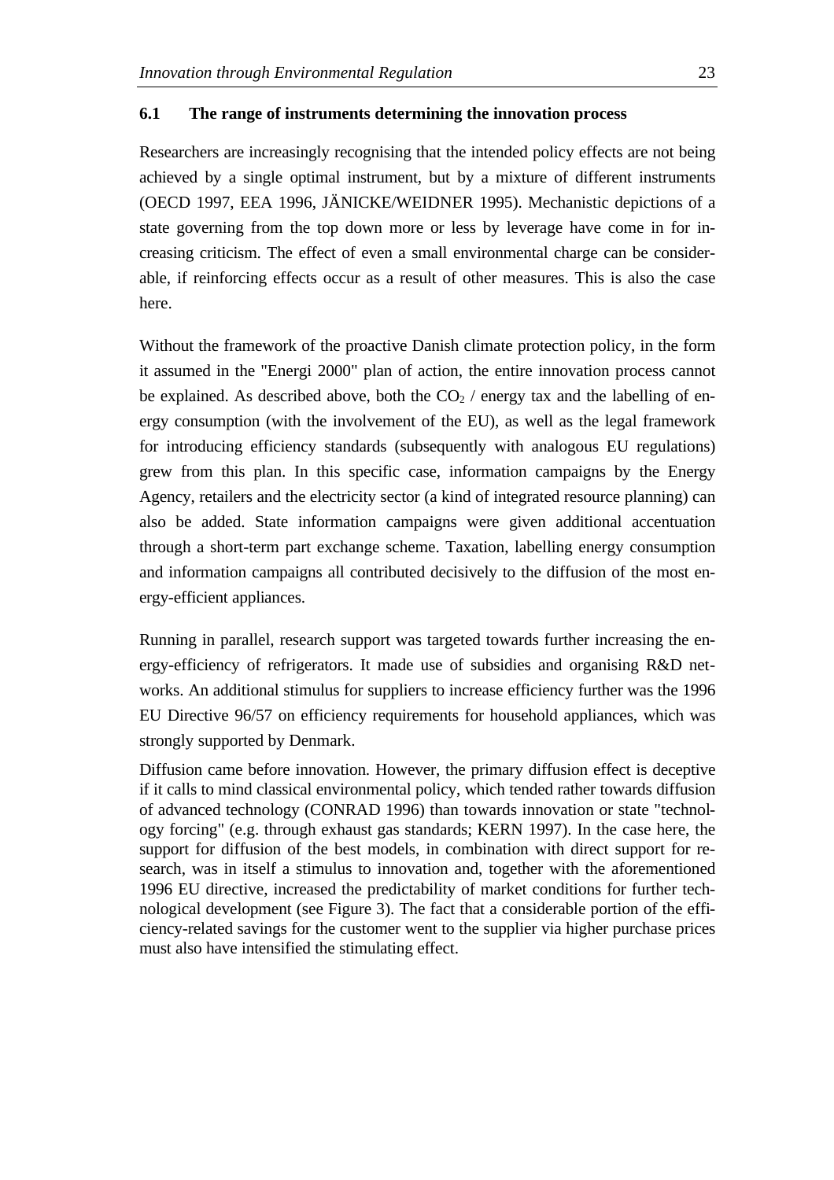### 6.1 The range of instruments determining the innovation process

Researchers are increasingly recognising that the intended policy effects are not being achieved by a single optimal instrument, but by a mixture of different instruments (OECD 1997, EEA 1996, JÄNICKE/WEIDNER 1995). Mechanistic depictions of a state governing from the top down more or less by leverage have come in for increasing criticism. The effect of even a small environmental charge can be considerable, if reinforcing effects occur as a result of other measures. This is also the case here.

Without the framework of the proactive Danish climate protection policy, in the form it assumed in the "Energi 2000" plan of action, the entire innovation process cannot be explained. As described above, both the $CO_2$ / energy tax and the labelling of energy consumption (with the involvement of the EU), as well as the legal framework for introducing efficiency standards (subsequently with analogous EU regulations) grew from this plan. In this specific case, information campaigns by the Energy Agency, retailers and the electricity sector (a kind of integrated resource planning) can also be added. State information campaigns were given additional accentuation through a short-term part exchange scheme. Taxation, labelling energy consumption and information campaigns all contributed decisively to the diffusion of the most energy-efficient appliances.

Running in parallel, research support was targeted towards further increasing the energy-efficiency of refrigerators. It made use of subsidies and organising R&D networks. An additional stimulus for suppliers to increase efficiency further was the 1996 EU Directive 96/57 on efficiency requirements for household appliances, which was strongly supported by Denmark.

Diffusion came before innovation. However, the primary diffusion effect is deceptive if it calls to mind classical environmental policy, which tended rather towards diffusion of advanced technology (CONRAD 1996) than towards innovation or state "technology forcing" (e.g. through exhaust gas standards; KERN 1997). In the case here, the support for diffusion of the best models, in combination with direct support for research, was in itself a stimulus to innovation and, together with the aforementioned 1996 EU directive, increased the predictability of market conditions for further technological development (see Figure 3). The fact that a considerable portion of the efficiency-related savings for the customer went to the supplier via higher purchase prices must also have intensified the stimulating effect.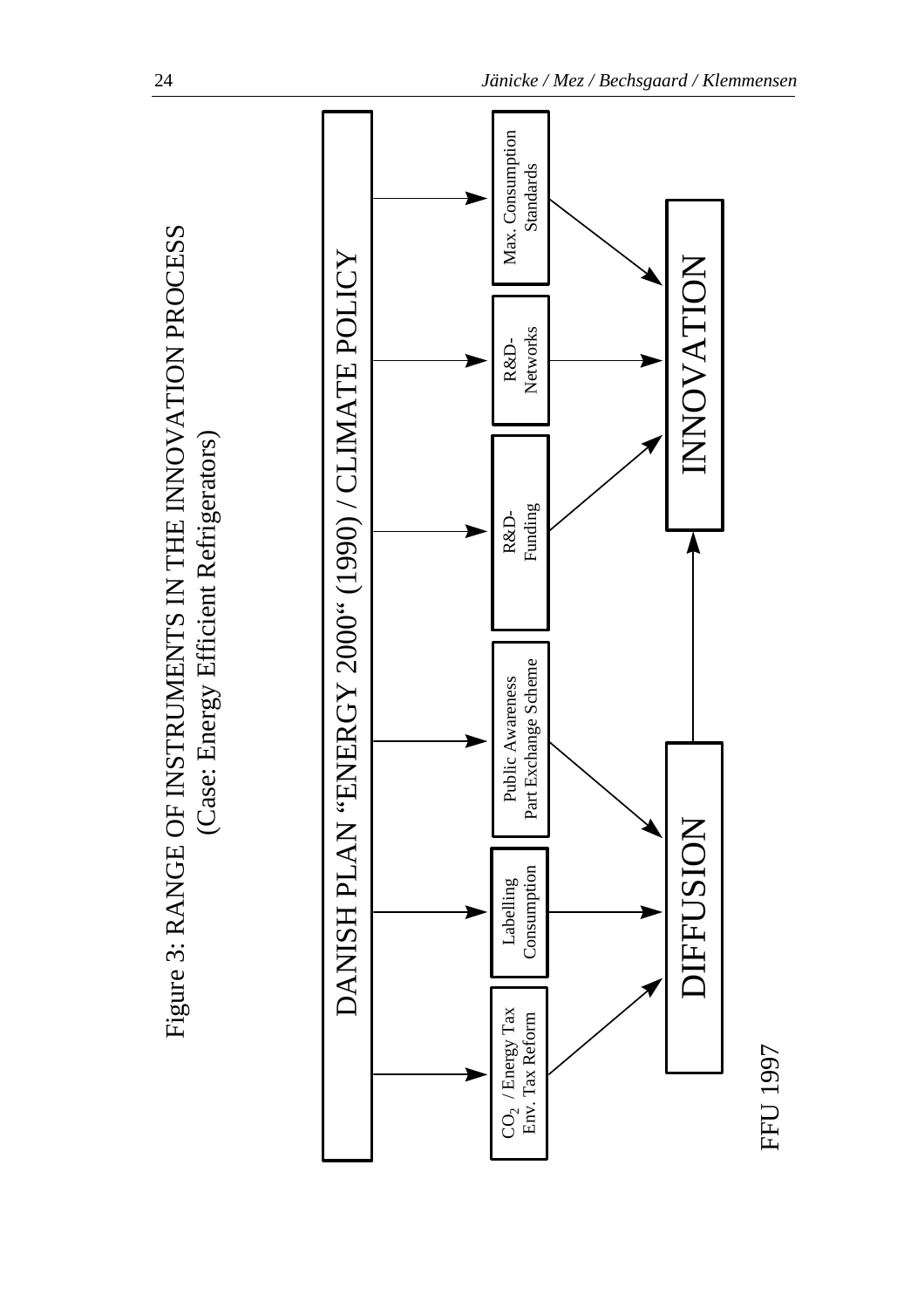Figure 3: RANGE OF INSTRUMENTS IN THE INNOVATION PROCESS
(Case: Energy Efficient Refrigerators)

DANISH PLAN "ENERGY 2000" (1990) / CLIMATE POLICY

- $CO_2$ / Energy Tax Env. Tax Reform → DIFFUSION
- Labelling Consumption → DIFFUSION
- Public Awareness Part Exchange Scheme → DIFFUSION
- R&D-Funding → INNOVATION
- R&D-Networks → INNOVATION
- Max. Consumption Standards → INNOVATION

DIFFUSION → INNOVATION

FFU 1997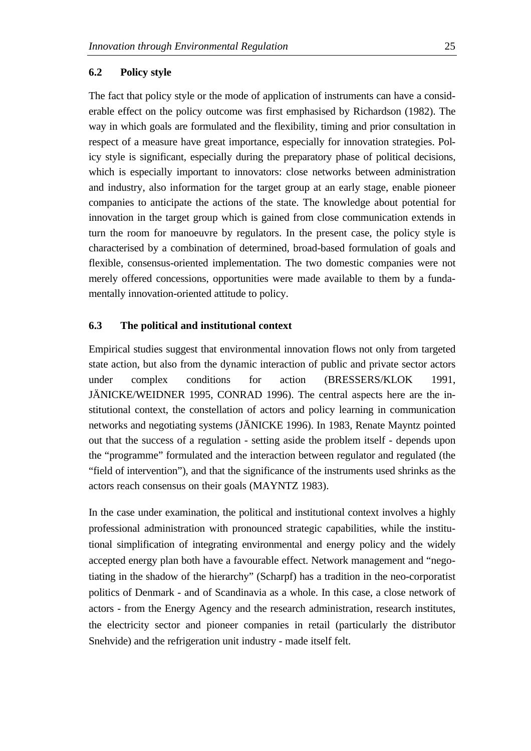### 6.2 Policy style

The fact that policy style or the mode of application of instruments can have a considerable effect on the policy outcome was first emphasised by Richardson (1982). The way in which goals are formulated and the flexibility, timing and prior consultation in respect of a measure have great importance, especially for innovation strategies. Policy style is significant, especially during the preparatory phase of political decisions, which is especially important to innovators: close networks between administration and industry, also information for the target group at an early stage, enable pioneer companies to anticipate the actions of the state. The knowledge about potential for innovation in the target group which is gained from close communication extends in turn the room for manoeuvre by regulators. In the present case, the policy style is characterised by a combination of determined, broad-based formulation of goals and flexible, consensus-oriented implementation. The two domestic companies were not merely offered concessions, opportunities were made available to them by a fundamentally innovation-oriented attitude to policy.

### 6.3 The political and institutional context

Empirical studies suggest that environmental innovation flows not only from targeted state action, but also from the dynamic interaction of public and private sector actors under complex conditions for action (BRESSERS/KLOK 1991, JÄNICKE/WEIDNER 1995, CONRAD 1996). The central aspects here are the institutional context, the constellation of actors and policy learning in communication networks and negotiating systems (JÄNICKE 1996). In 1983, Renate Mayntz pointed out that the success of a regulation - setting aside the problem itself - depends upon the "programme" formulated and the interaction between regulator and regulated (the "field of intervention"), and that the significance of the instruments used shrinks as the actors reach consensus on their goals (MAYNTZ 1983).

In the case under examination, the political and institutional context involves a highly professional administration with pronounced strategic capabilities, while the institutional simplification of integrating environmental and energy policy and the widely accepted energy plan both have a favourable effect. Network management and "negotiating in the shadow of the hierarchy" (Scharpf) has a tradition in the neo-corporatist politics of Denmark - and of Scandinavia as a whole. In this case, a close network of actors - from the Energy Agency and the research administration, research institutes, the electricity sector and pioneer companies in retail (particularly the distributor Snehvide) and the refrigeration unit industry - made itself felt.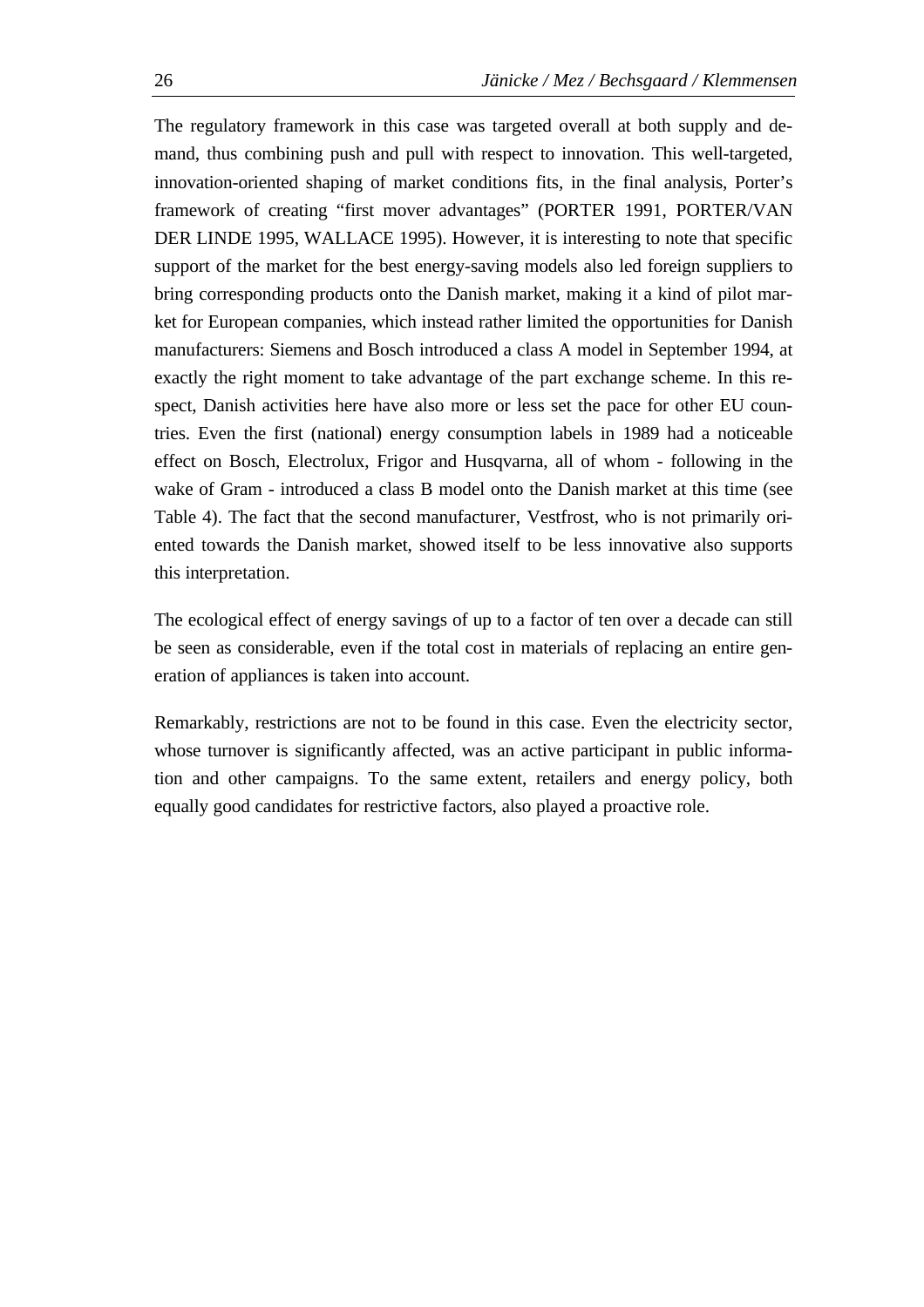The regulatory framework in this case was targeted overall at both supply and demand, thus combining push and pull with respect to innovation. This well-targeted, innovation-oriented shaping of market conditions fits, in the final analysis, Porter's framework of creating "first mover advantages" (PORTER 1991, PORTER/VAN DER LINDE 1995, WALLACE 1995). However, it is interesting to note that specific support of the market for the best energy-saving models also led foreign suppliers to bring corresponding products onto the Danish market, making it a kind of pilot market for European companies, which instead rather limited the opportunities for Danish manufacturers: Siemens and Bosch introduced a class A model in September 1994, at exactly the right moment to take advantage of the part exchange scheme. In this respect, Danish activities here have also more or less set the pace for other EU countries. Even the first (national) energy consumption labels in 1989 had a noticeable effect on Bosch, Electrolux, Frigor and Husqvarna, all of whom - following in the wake of Gram - introduced a class B model onto the Danish market at this time (see Table 4). The fact that the second manufacturer, Vestfrost, who is not primarily oriented towards the Danish market, showed itself to be less innovative also supports this interpretation.

The ecological effect of energy savings of up to a factor of ten over a decade can still be seen as considerable, even if the total cost in materials of replacing an entire generation of appliances is taken into account.

Remarkably, restrictions are not to be found in this case. Even the electricity sector, whose turnover is significantly affected, was an active participant in public information and other campaigns. To the same extent, retailers and energy policy, both equally good candidates for restrictive factors, also played a proactive role.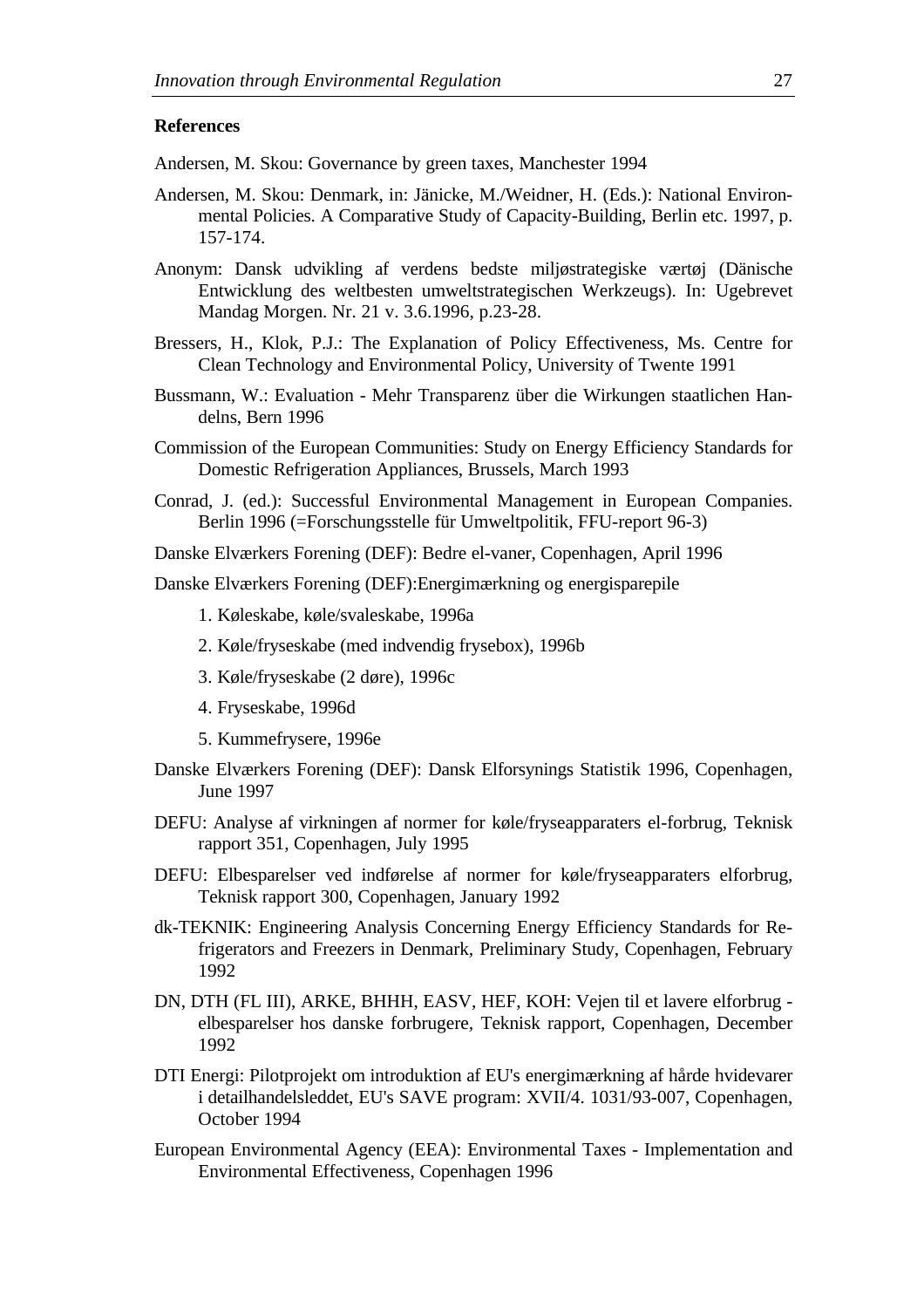**References**

Andersen, M. Skou: Governance by green taxes, Manchester 1994

Andersen, M. Skou: Denmark, in: Jänicke, M./Weidner, H. (Eds.): National Environmental Policies. A Comparative Study of Capacity-Building, Berlin etc. 1997, p. 157-174.

Anonym: Dansk udvikling af verdens bedste miljøstrategiske værtøj (Dänische Entwicklung des weltbesten umweltstrategischen Werkzeugs). In: Ugebrevet Mandag Morgen. Nr. 21 v. 3.6.1996, p.23-28.

Bressers, H., Klok, P.J.: The Explanation of Policy Effectiveness, Ms. Centre for Clean Technology and Environmental Policy, University of Twente 1991

Bussmann, W.: Evaluation - Mehr Transparenz über die Wirkungen staatlichen Handelns, Bern 1996

Commission of the European Communities: Study on Energy Efficiency Standards for Domestic Refrigeration Appliances, Brussels, March 1993

Conrad, J. (ed.): Successful Environmental Management in European Companies. Berlin 1996 (=Forschungsstelle für Umweltpolitik, FFU-report 96-3)

Danske Elværkers Forening (DEF): Bedre el-vaner, Copenhagen, April 1996

Danske Elværkers Forening (DEF):Energimærkning og energisparepile

1. Køleskabe, køle/svaleskabe, 1996a
2. Køle/fryseskabe (med indvendig frysebox), 1996b
3. Køle/fryseskabe (2 døre), 1996c
4. Fryseskabe, 1996d
5. Kummefrysere, 1996e

Danske Elværkers Forening (DEF): Dansk Elforsynings Statistik 1996, Copenhagen, June 1997

DEFU: Analyse af virkningen af normer for køle/fryseapparaters el-forbrug, Teknisk rapport 351, Copenhagen, July 1995

DEFU: Elbesparelser ved indførelse af normer for køle/fryseapparaters elforbrug, Teknisk rapport 300, Copenhagen, January 1992

dk-TEKNIK: Engineering Analysis Concerning Energy Efficiency Standards for Refrigerators and Freezers in Denmark, Preliminary Study, Copenhagen, February 1992

DN, DTH (FL III), ARKE, BHHH, EASV, HEF, KOH: Vejen til et lavere elforbrug - elbesparelser hos danske forbrugere, Teknisk rapport, Copenhagen, December 1992

DTI Energi: Pilotprojekt om introduktion af EU's energimærkning af hårde hvidevarer i detailhandelsleddet, EU's SAVE program: XVII/4. 1031/93-007, Copenhagen, October 1994

European Environmental Agency (EEA): Environmental Taxes - Implementation and Environmental Effectiveness, Copenhagen 1996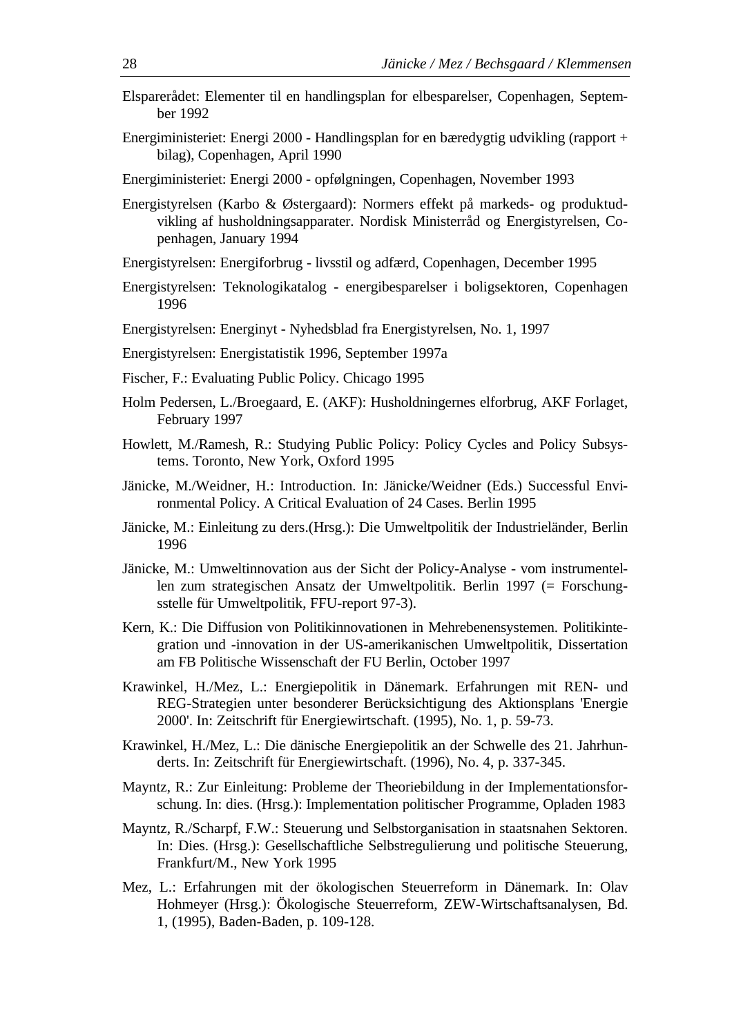Elsparerådet: Elementer til en handlingsplan for elbesparelser, Copenhagen, September 1992

Energiministeriet: Energi 2000 - Handlingsplan for en bæredygtig udvikling (rapport + bilag), Copenhagen, April 1990

Energiministeriet: Energi 2000 - opfølgningen, Copenhagen, November 1993

Energistyrelsen (Karbo & Østergaard): Normers effekt på markeds- og produktudvikling af husholdningsapparater. Nordisk Ministerråd og Energistyrelsen, Copenhagen, January 1994

Energistyrelsen: Energiforbrug - livsstil og adfærd, Copenhagen, December 1995

Energistyrelsen: Teknologikatalog - energibesparelser i boligsektoren, Copenhagen 1996

Energistyrelsen: Energinyt - Nyhedsblad fra Energistyrelsen, No. 1, 1997

Energistyrelsen: Energistatistik 1996, September 1997a

Fischer, F.: Evaluating Public Policy. Chicago 1995

Holm Pedersen, L./Broegaard, E. (AKF): Husholdningernes elforbrug, AKF Forlaget, February 1997

Howlett, M./Ramesh, R.: Studying Public Policy: Policy Cycles and Policy Subsystems. Toronto, New York, Oxford 1995

Jänicke, M./Weidner, H.: Introduction. In: Jänicke/Weidner (Eds.) Successful Environmental Policy. A Critical Evaluation of 24 Cases. Berlin 1995

Jänicke, M.: Einleitung zu ders.(Hrsg.): Die Umweltpolitik der Industrieländer, Berlin 1996

Jänicke, M.: Umweltinnovation aus der Sicht der Policy-Analyse - vom instrumentellen zum strategischen Ansatz der Umweltpolitik. Berlin 1997 (= Forschungsstelle für Umweltpolitik, FFU-report 97-3).

Kern, K.: Die Diffusion von Politikinnovationen in Mehrebenensystemen. Politikintegration und -innovation in der US-amerikanischen Umweltpolitik, Dissertation am FB Politische Wissenschaft der FU Berlin, October 1997

Krawinkel, H./Mez, L.: Energiepolitik in Dänemark. Erfahrungen mit REN- und REG-Strategien unter besonderer Berücksichtigung des Aktionsplans 'Energie 2000'. In: Zeitschrift für Energiewirtschaft. (1995), No. 1, p. 59-73.

Krawinkel, H./Mez, L.: Die dänische Energiepolitik an der Schwelle des 21. Jahrhunderts. In: Zeitschrift für Energiewirtschaft. (1996), No. 4, p. 337-345.

Mayntz, R.: Zur Einleitung: Probleme der Theoriebildung in der Implementationsforschung. In: dies. (Hrsg.): Implementation politischer Programme, Opladen 1983

Mayntz, R./Scharpf, F.W.: Steuerung und Selbstorganisation in staatsnahen Sektoren. In: Dies. (Hrsg.): Gesellschaftliche Selbstregulierung und politische Steuerung, Frankfurt/M., New York 1995

Mez, L.: Erfahrungen mit der ökologischen Steuerreform in Dänemark. In: Olav Hohmeyer (Hrsg.): Ökologische Steuerreform, ZEW-Wirtschaftsanalysen, Bd. 1, (1995), Baden-Baden, p. 109-128.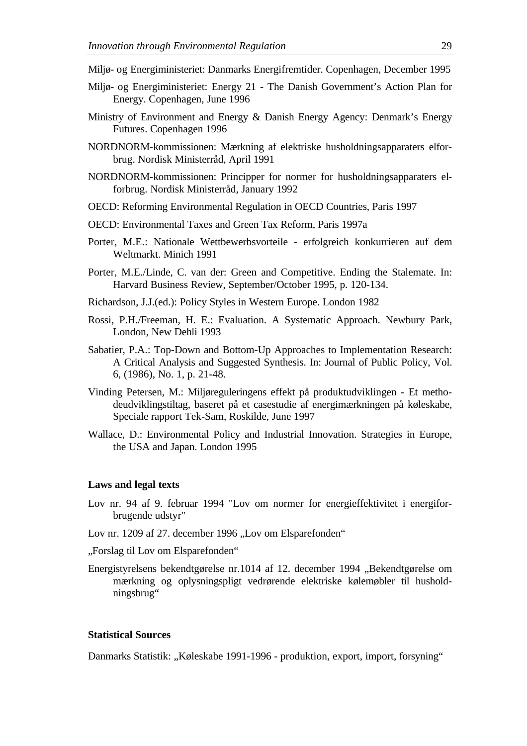Miljø- og Energiministeriet: Danmarks Energifremtider. Copenhagen, December 1995

Miljø- og Energiministeriet: Energy 21 - The Danish Government's Action Plan for Energy. Copenhagen, June 1996

Ministry of Environment and Energy & Danish Energy Agency: Denmark's Energy Futures. Copenhagen 1996

NORDNORM-kommissionen: Mærkning af elektriske husholdningsapparaters elforbrug. Nordisk Ministerråd, April 1991

NORDNORM-kommissionen: Principper for normer for husholdningsapparaters elforbrug. Nordisk Ministerråd, January 1992

OECD: Reforming Environmental Regulation in OECD Countries, Paris 1997

OECD: Environmental Taxes and Green Tax Reform, Paris 1997a

Porter, M.E.: Nationale Wettbewerbsvorteile - erfolgreich konkurrieren auf dem Weltmarkt. Minich 1991

Porter, M.E./Linde, C. van der: Green and Competitive. Ending the Stalemate. In: Harvard Business Review, September/October 1995, p. 120-134.

Richardson, J.J.(ed.): Policy Styles in Western Europe. London 1982

Rossi, P.H./Freeman, H. E.: Evaluation. A Systematic Approach. Newbury Park, London, New Dehli 1993

Sabatier, P.A.: Top-Down and Bottom-Up Approaches to Implementation Research: A Critical Analysis and Suggested Synthesis. In: Journal of Public Policy, Vol. 6, (1986), No. 1, p. 21-48.

Vinding Petersen, M.: Miljøreguleringens effekt på produktudviklingen - Et metodeudviklingstiltag, baseret på et casestudie af energimærkningen på køleskabe, Speciale rapport Tek-Sam, Roskilde, June 1997

Wallace, D.: Environmental Policy and Industrial Innovation. Strategies in Europe, the USA and Japan. London 1995

**Laws and legal texts**

Lov nr. 94 af 9. februar 1994 "Lov om normer for energieffektivitet i energiforbrugende udstyr"

Lov nr. 1209 af 27. december 1996 „Lov om Elsparefonden“

„Forslag til Lov om Elsparefonden“

Energistyrelsens bekendtgørelse nr.1014 af 12. december 1994 „Bekendtgørelse om mærkning og oplysningspligt vedrørende elektriske kølemøbler til husholdningsbrug“

**Statistical Sources**

Danmarks Statistik: „Køleskabe 1991-1996 - produktion, export, import, forsyning“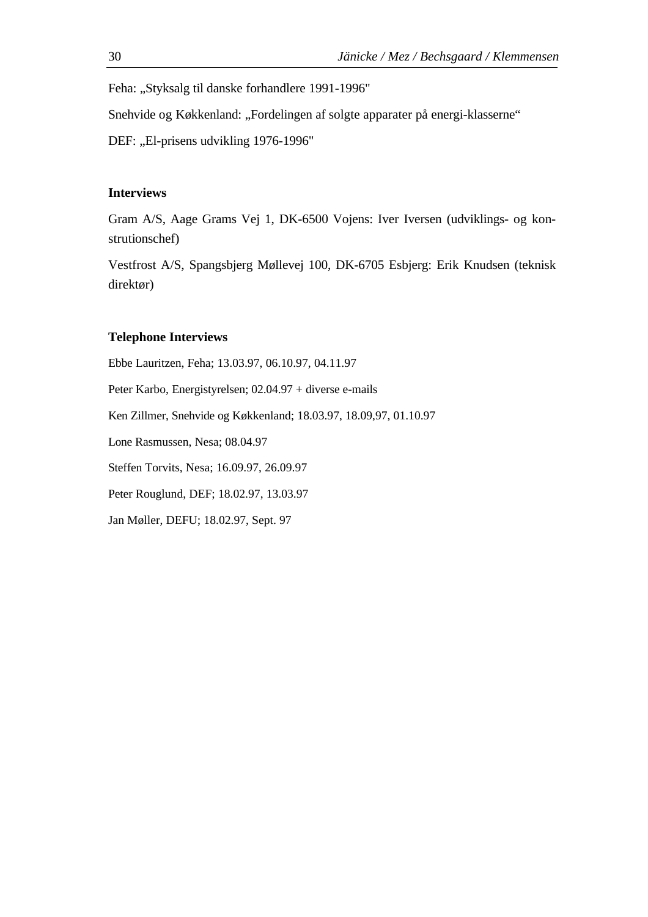Feha: „Styksalg til danske forhandlere 1991-1996"

Snehvide og Køkkenland: „Fordelingen af solgte apparater på energi-klasserne“

DEF: „El-prisens udvikling 1976-1996"

**Interviews**

Gram A/S, Aage Grams Vej 1, DK-6500 Vojens: Iver Iversen (udviklings- og konstrutionschef)

Vestfrost A/S, Spangsbjerg Møllevej 100, DK-6705 Esbjerg: Erik Knudsen (teknisk direktør)

**Telephone Interviews**

Ebbe Lauritzen, Feha; 13.03.97, 06.10.97, 04.11.97

Peter Karbo, Energistyrelsen; 02.04.97 + diverse e-mails

Ken Zillmer, Snehvide og Køkkenland; 18.03.97, 18.09,97, 01.10.97

Lone Rasmussen, Nesa; 08.04.97

Steffen Torvits, Nesa; 16.09.97, 26.09.97

Peter Rouglund, DEF; 18.02.97, 13.03.97

Jan Møller, DEFU; 18.02.97, Sept. 97